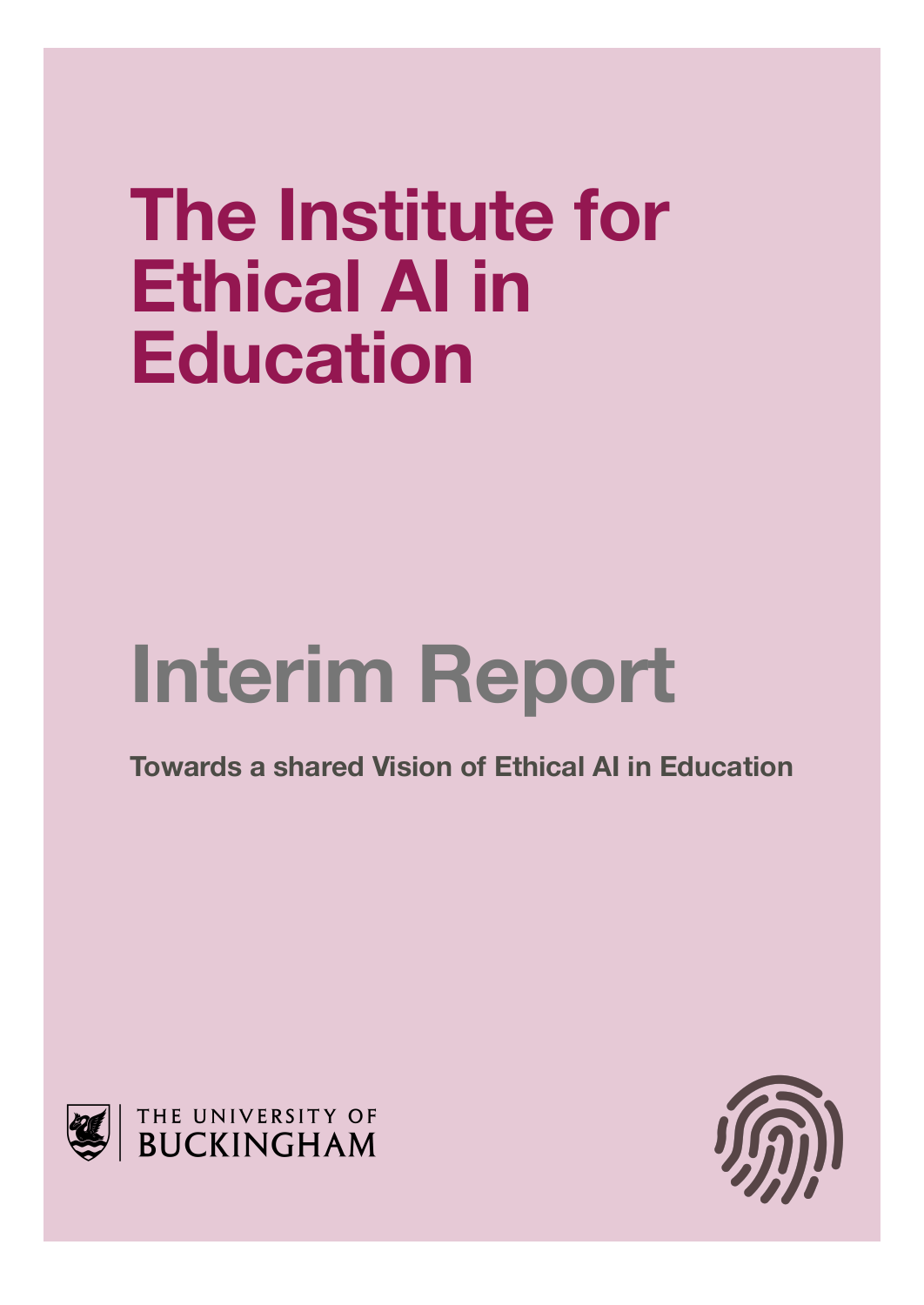# The Institute for Ethical AI in Education

# Interim Report

**Towards a shared Vision of Ethical AI in Education**

THE UNIVERSITY OF BUCKINGHAM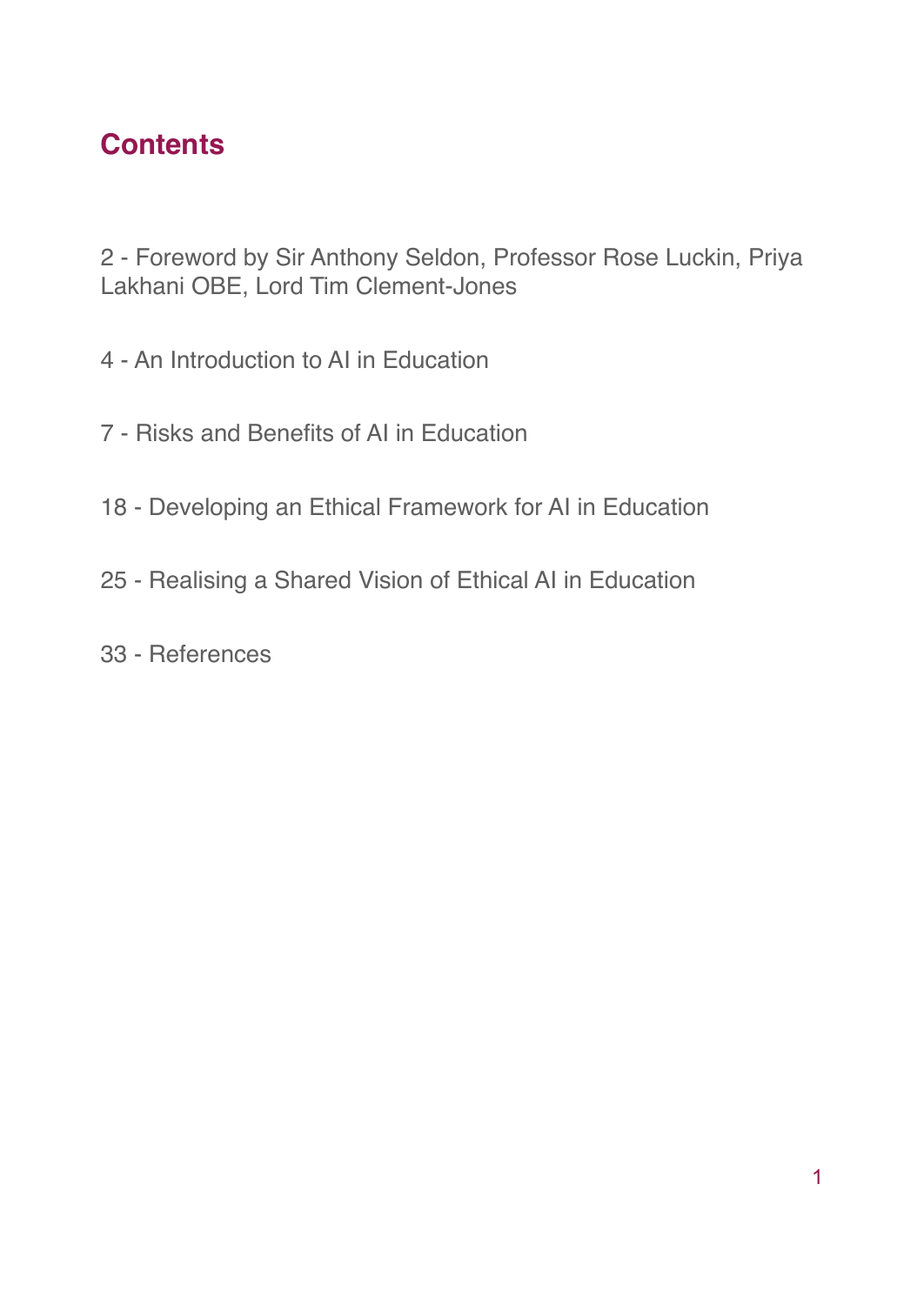## Contents

2 - Foreword by Sir Anthony Seldon, Professor Rose Luckin, Priya Lakhani OBE, Lord Tim Clement-Jones

4 - An Introduction to AI in Education

7 - Risks and Benefits of AI in Education

18 - Developing an Ethical Framework for AI in Education

25 - Realising a Shared Vision of Ethical AI in Education

33 - References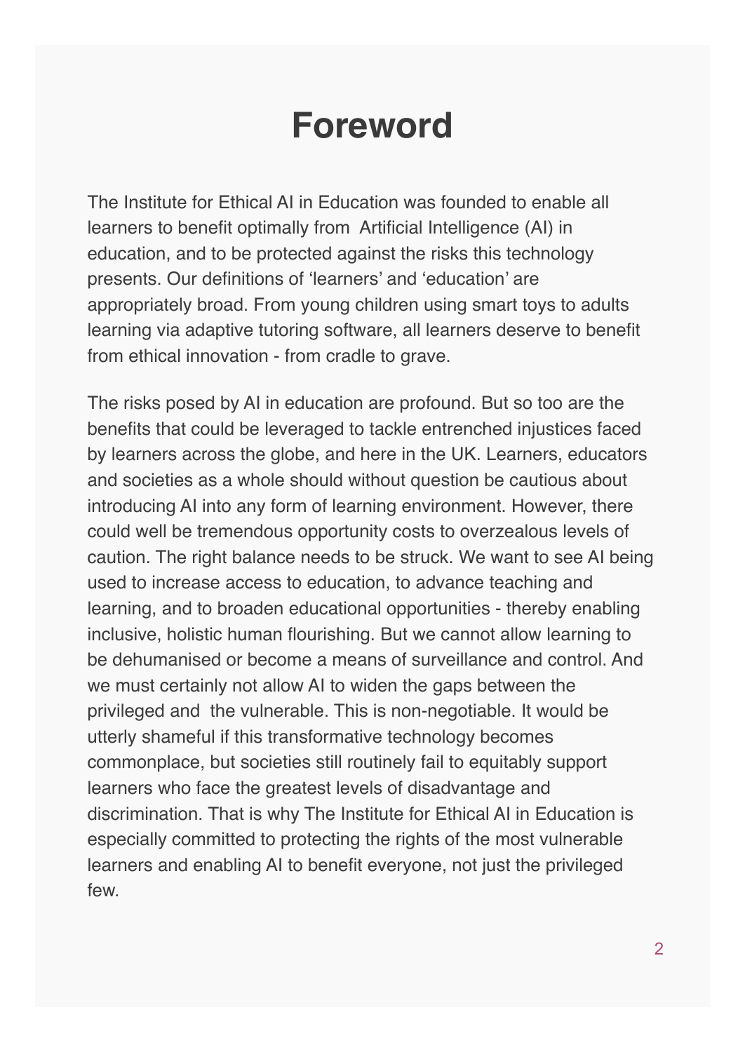# Foreword

The Institute for Ethical AI in Education was founded to enable all learners to benefit optimally from Artificial Intelligence (AI) in education, and to be protected against the risks this technology presents. Our definitions of 'learners' and 'education' are appropriately broad. From young children using smart toys to adults learning via adaptive tutoring software, all learners deserve to benefit from ethical innovation - from cradle to grave.

The risks posed by AI in education are profound. But so too are the benefits that could be leveraged to tackle entrenched injustices faced by learners across the globe, and here in the UK. Learners, educators and societies as a whole should without question be cautious about introducing AI into any form of learning environment. However, there could well be tremendous opportunity costs to overzealous levels of caution. The right balance needs to be struck. We want to see AI being used to increase access to education, to advance teaching and learning, and to broaden educational opportunities - thereby enabling inclusive, holistic human flourishing. But we cannot allow learning to be dehumanised or become a means of surveillance and control. And we must certainly not allow AI to widen the gaps between the privileged and the vulnerable. This is non-negotiable. It would be utterly shameful if this transformative technology becomes commonplace, but societies still routinely fail to equitably support learners who face the greatest levels of disadvantage and discrimination. That is why The Institute for Ethical AI in Education is especially committed to protecting the rights of the most vulnerable learners and enabling AI to benefit everyone, not just the privileged few.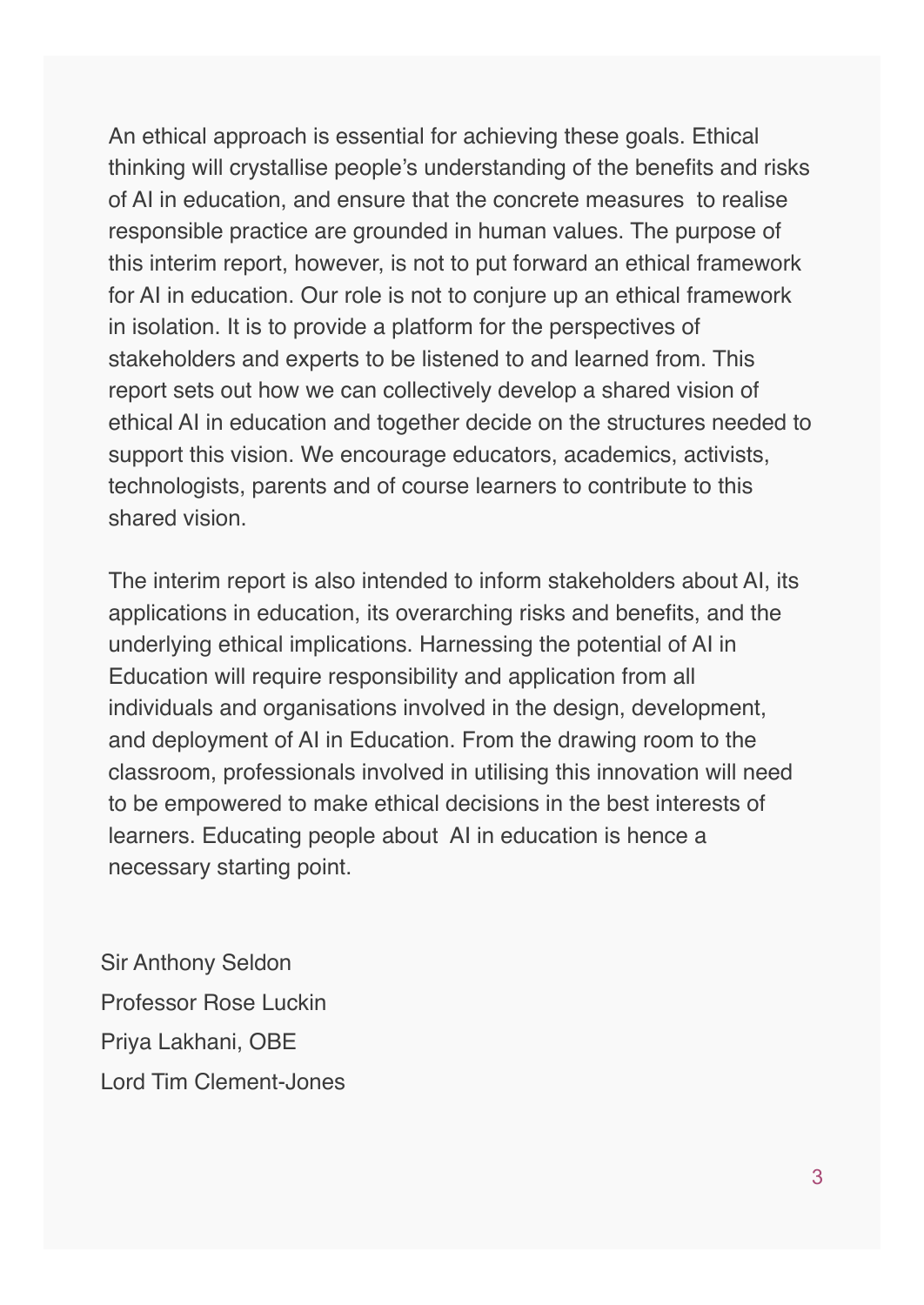An ethical approach is essential for achieving these goals. Ethical thinking will crystallise people's understanding of the benefits and risks of AI in education, and ensure that the concrete measures to realise responsible practice are grounded in human values. The purpose of this interim report, however, is not to put forward an ethical framework for AI in education. Our role is not to conjure up an ethical framework in isolation. It is to provide a platform for the perspectives of stakeholders and experts to be listened to and learned from. This report sets out how we can collectively develop a shared vision of ethical AI in education and together decide on the structures needed to support this vision. We encourage educators, academics, activists, technologists, parents and of course learners to contribute to this shared vision.

The interim report is also intended to inform stakeholders about AI, its applications in education, its overarching risks and benefits, and the underlying ethical implications. Harnessing the potential of AI in Education will require responsibility and application from all individuals and organisations involved in the design, development, and deployment of AI in Education. From the drawing room to the classroom, professionals involved in utilising this innovation will need to be empowered to make ethical decisions in the best interests of learners. Educating people about AI in education is hence a necessary starting point.

Sir Anthony Seldon

Professor Rose Luckin

Priya Lakhani, OBE

Lord Tim Clement-Jones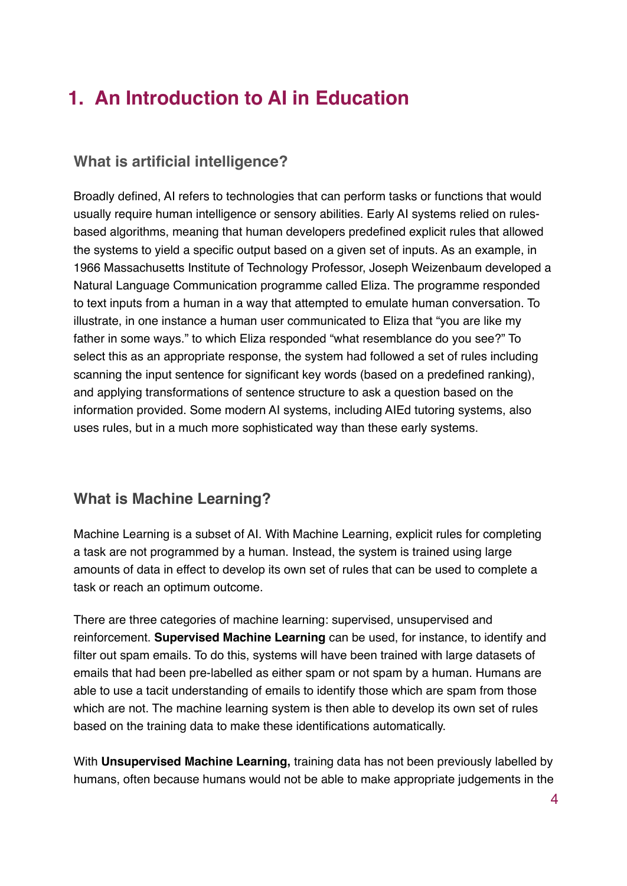# 1. An Introduction to AI in Education

## What is artificial intelligence?

Broadly defined, AI refers to technologies that can perform tasks or functions that would usually require human intelligence or sensory abilities. Early AI systems relied on rules-based algorithms, meaning that human developers predefined explicit rules that allowed the systems to yield a specific output based on a given set of inputs. As an example, in 1966 Massachusetts Institute of Technology Professor, Joseph Weizenbaum developed a Natural Language Communication programme called Eliza. The programme responded to text inputs from a human in a way that attempted to emulate human conversation. To illustrate, in one instance a human user communicated to Eliza that "you are like my father in some ways." to which Eliza responded "what resemblance do you see?" To select this as an appropriate response, the system had followed a set of rules including scanning the input sentence for significant key words (based on a predefined ranking), and applying transformations of sentence structure to ask a question based on the information provided. Some modern AI systems, including AIEd tutoring systems, also uses rules, but in a much more sophisticated way than these early systems.

## What is Machine Learning?

Machine Learning is a subset of AI. With Machine Learning, explicit rules for completing a task are not programmed by a human. Instead, the system is trained using large amounts of data in effect to develop its own set of rules that can be used to complete a task or reach an optimum outcome.

There are three categories of machine learning: supervised, unsupervised and reinforcement. **Supervised Machine Learning** can be used, for instance, to identify and filter out spam emails. To do this, systems will have been trained with large datasets of emails that had been pre-labelled as either spam or not spam by a human. Humans are able to use a tacit understanding of emails to identify those which are spam from those which are not. The machine learning system is then able to develop its own set of rules based on the training data to make these identifications automatically.

With **Unsupervised Machine Learning,** training data has not been previously labelled by humans, often because humans would not be able to make appropriate judgements in the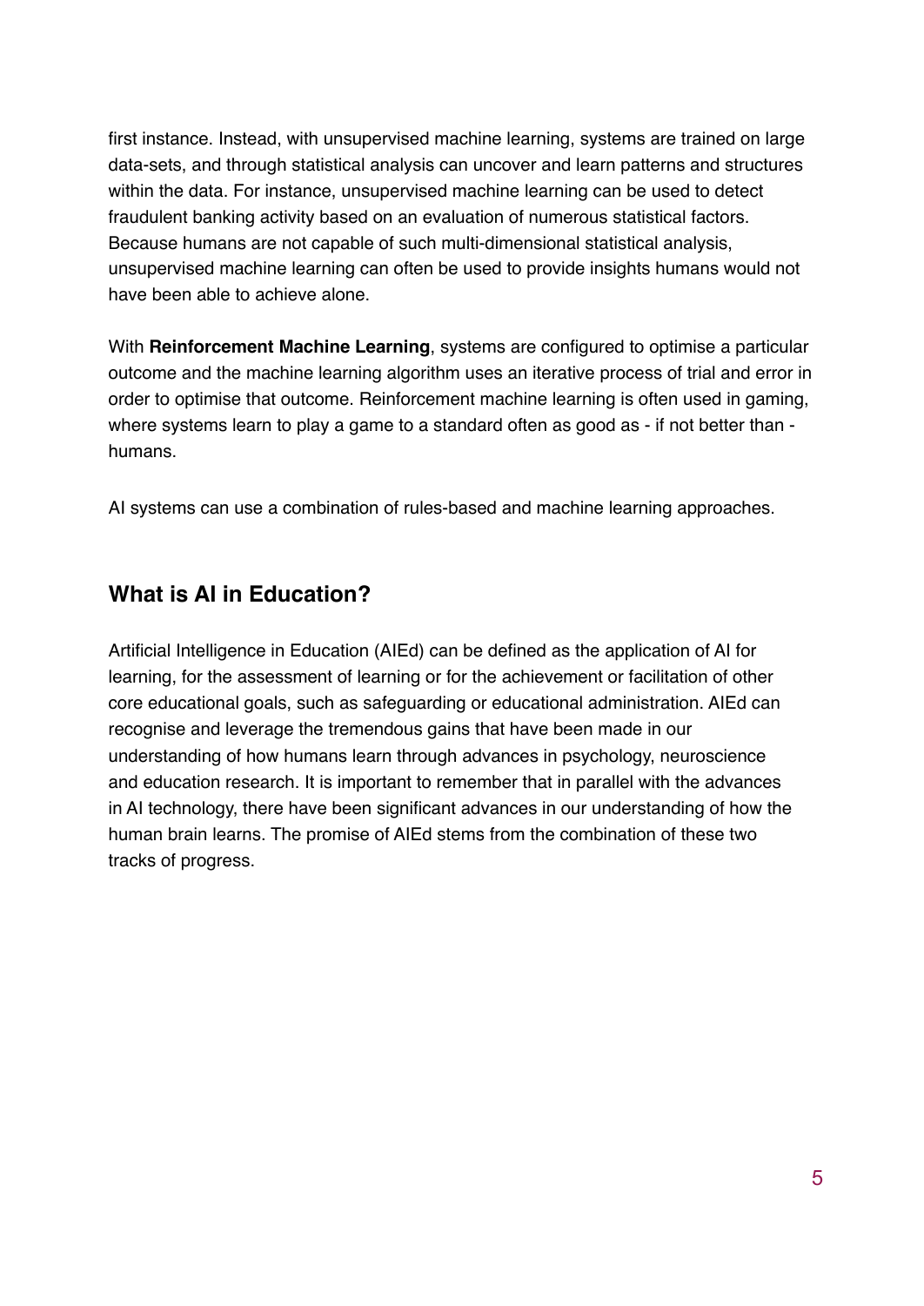first instance. Instead, with unsupervised machine learning, systems are trained on large data-sets, and through statistical analysis can uncover and learn patterns and structures within the data. For instance, unsupervised machine learning can be used to detect fraudulent banking activity based on an evaluation of numerous statistical factors. Because humans are not capable of such multi-dimensional statistical analysis, unsupervised machine learning can often be used to provide insights humans would not have been able to achieve alone.

With **Reinforcement Machine Learning**, systems are configured to optimise a particular outcome and the machine learning algorithm uses an iterative process of trial and error in order to optimise that outcome. Reinforcement machine learning is often used in gaming, where systems learn to play a game to a standard often as good as - if not better than - humans.

AI systems can use a combination of rules-based and machine learning approaches.

## What is AI in Education?

Artificial Intelligence in Education (AIEd) can be defined as the application of AI for learning, for the assessment of learning or for the achievement or facilitation of other core educational goals, such as safeguarding or educational administration. AIEd can recognise and leverage the tremendous gains that have been made in our understanding of how humans learn through advances in psychology, neuroscience and education research. It is important to remember that in parallel with the advances in AI technology, there have been significant advances in our understanding of how the human brain learns. The promise of AIEd stems from the combination of these two tracks of progress.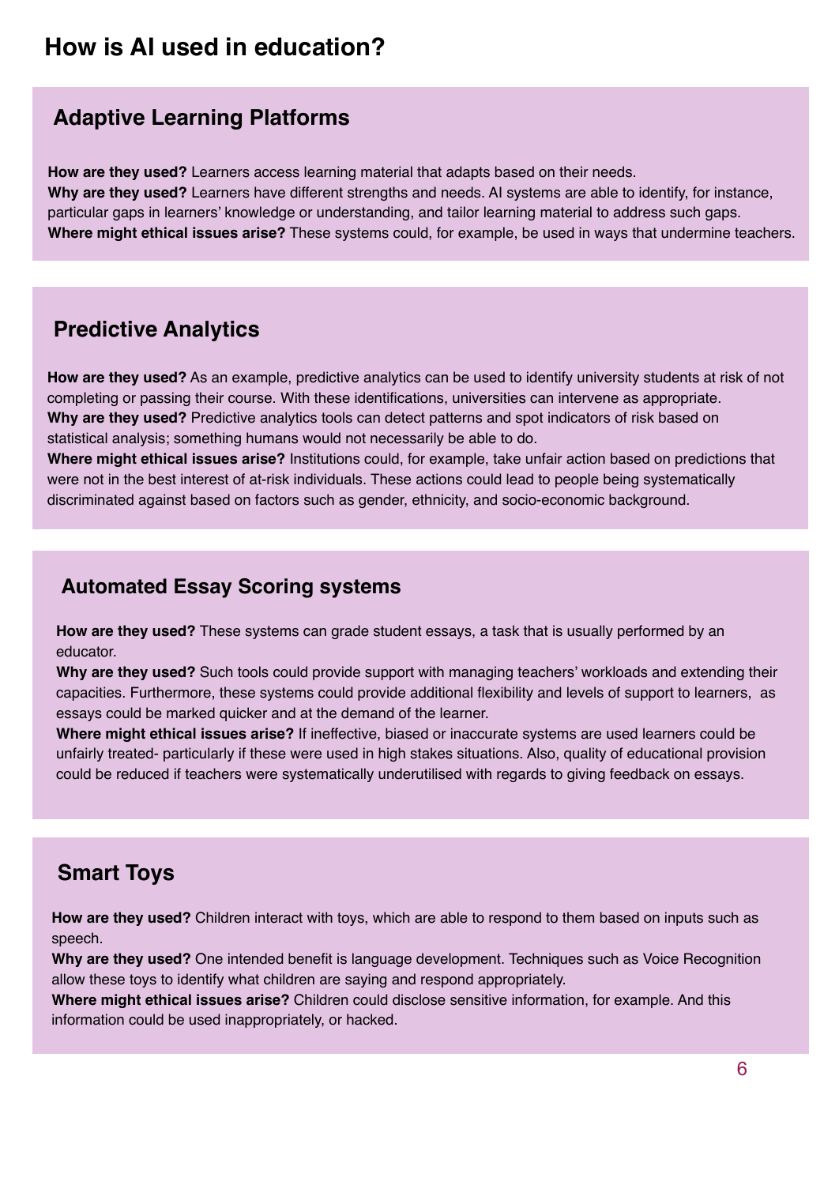# How is AI used in education?

## Adaptive Learning Platforms

**How are they used?** Learners access learning material that adapts based on their needs.
**Why are they used?** Learners have different strengths and needs. AI systems are able to identify, for instance, particular gaps in learners' knowledge or understanding, and tailor learning material to address such gaps.
**Where might ethical issues arise?** These systems could, for example, be used in ways that undermine teachers.

## Predictive Analytics

**How are they used?** As an example, predictive analytics can be used to identify university students at risk of not completing or passing their course. With these identifications, universities can intervene as appropriate.
**Why are they used?** Predictive analytics tools can detect patterns and spot indicators of risk based on statistical analysis; something humans would not necessarily be able to do.
**Where might ethical issues arise?** Institutions could, for example, take unfair action based on predictions that were not in the best interest of at-risk individuals. These actions could lead to people being systematically discriminated against based on factors such as gender, ethnicity, and socio-economic background.

## Automated Essay Scoring systems

**How are they used?** These systems can grade student essays, a task that is usually performed by an educator.
**Why are they used?** Such tools could provide support with managing teachers' workloads and extending their capacities. Furthermore, these systems could provide additional flexibility and levels of support to learners, as essays could be marked quicker and at the demand of the learner.
**Where might ethical issues arise?** If ineffective, biased or inaccurate systems are used learners could be unfairly treated- particularly if these were used in high stakes situations. Also, quality of educational provision could be reduced if teachers were systematically underutilised with regards to giving feedback on essays.

## Smart Toys

**How are they used?** Children interact with toys, which are able to respond to them based on inputs such as speech.
**Why are they used?** One intended benefit is language development. Techniques such as Voice Recognition allow these toys to identify what children are saying and respond appropriately.
**Where might ethical issues arise?** Children could disclose sensitive information, for example. And this information could be used inappropriately, or hacked.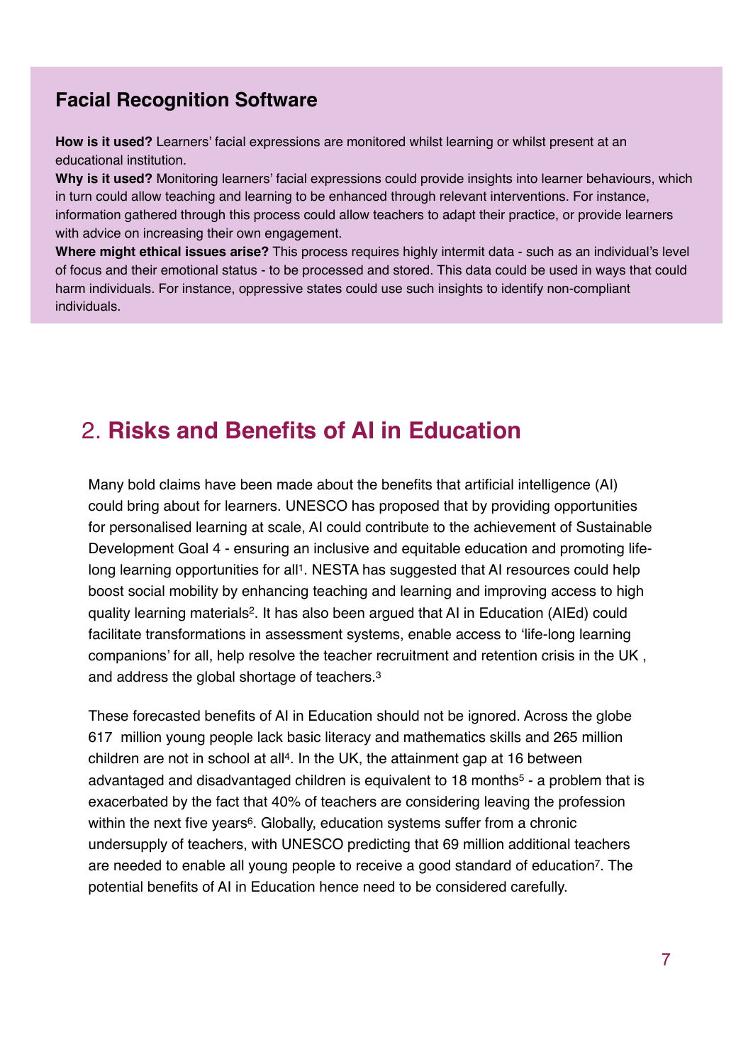### Facial Recognition Software

**How is it used?** Learners' facial expressions are monitored whilst learning or whilst present at an educational institution.
**Why is it used?** Monitoring learners' facial expressions could provide insights into learner behaviours, which in turn could allow teaching and learning to be enhanced through relevant interventions. For instance, information gathered through this process could allow teachers to adapt their practice, or provide learners with advice on increasing their own engagement.
**Where might ethical issues arise?** This process requires highly intermit data - such as an individual's level of focus and their emotional status - to be processed and stored. This data could be used in ways that could harm individuals. For instance, oppressive states could use such insights to identify non-compliant individuals.

## 2. Risks and Benefits of AI in Education

Many bold claims have been made about the benefits that artificial intelligence (AI) could bring about for learners. UNESCO has proposed that by providing opportunities for personalised learning at scale, AI could contribute to the achievement of Sustainable Development Goal 4 - ensuring an inclusive and equitable education and promoting life-long learning opportunities for all[1]. NESTA has suggested that AI resources could help boost social mobility by enhancing teaching and learning and improving access to high quality learning materials[2]. It has also been argued that AI in Education (AIEd) could facilitate transformations in assessment systems, enable access to 'life-long learning companions' for all, help resolve the teacher recruitment and retention crisis in the UK , and address the global shortage of teachers.[3]

These forecasted benefits of AI in Education should not be ignored. Across the globe 617 million young people lack basic literacy and mathematics skills and 265 million children are not in school at all[4]. In the UK, the attainment gap at 16 between advantaged and disadvantaged children is equivalent to 18 months[5] - a problem that is exacerbated by the fact that 40% of teachers are considering leaving the profession within the next five years[6]. Globally, education systems suffer from a chronic undersupply of teachers, with UNESCO predicting that 69 million additional teachers are needed to enable all young people to receive a good standard of education[7]. The potential benefits of AI in Education hence need to be considered carefully.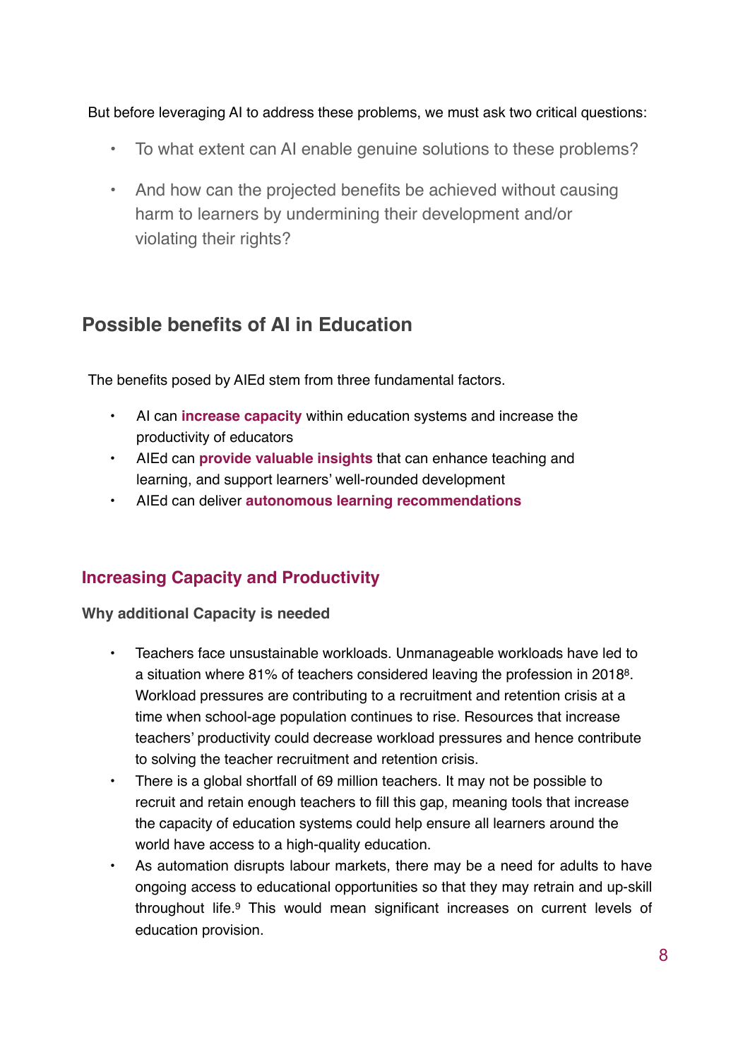But before leveraging AI to address these problems, we must ask two critical questions:

- To what extent can AI enable genuine solutions to these problems?
- And how can the projected benefits be achieved without causing harm to learners by undermining their development and/or violating their rights?

## Possible benefits of AI in Education

The benefits posed by AIEd stem from three fundamental factors.

- AI can **increase capacity** within education systems and increase the productivity of educators
- AIEd can **provide valuable insights** that can enhance teaching and learning, and support learners' well-rounded development
- AIEd can deliver **autonomous learning recommendations**

### Increasing Capacity and Productivity

**Why additional Capacity is needed**

- Teachers face unsustainable workloads. Unmanageable workloads have led to a situation where 81% of teachers considered leaving the profession in 2018[8]. Workload pressures are contributing to a recruitment and retention crisis at a time when school-age population continues to rise. Resources that increase teachers' productivity could decrease workload pressures and hence contribute to solving the teacher recruitment and retention crisis.
- There is a global shortfall of 69 million teachers. It may not be possible to recruit and retain enough teachers to fill this gap, meaning tools that increase the capacity of education systems could help ensure all learners around the world have access to a high-quality education.
- As automation disrupts labour markets, there may be a need for adults to have ongoing access to educational opportunities so that they may retrain and up-skill throughout life.[9] This would mean significant increases on current levels of education provision.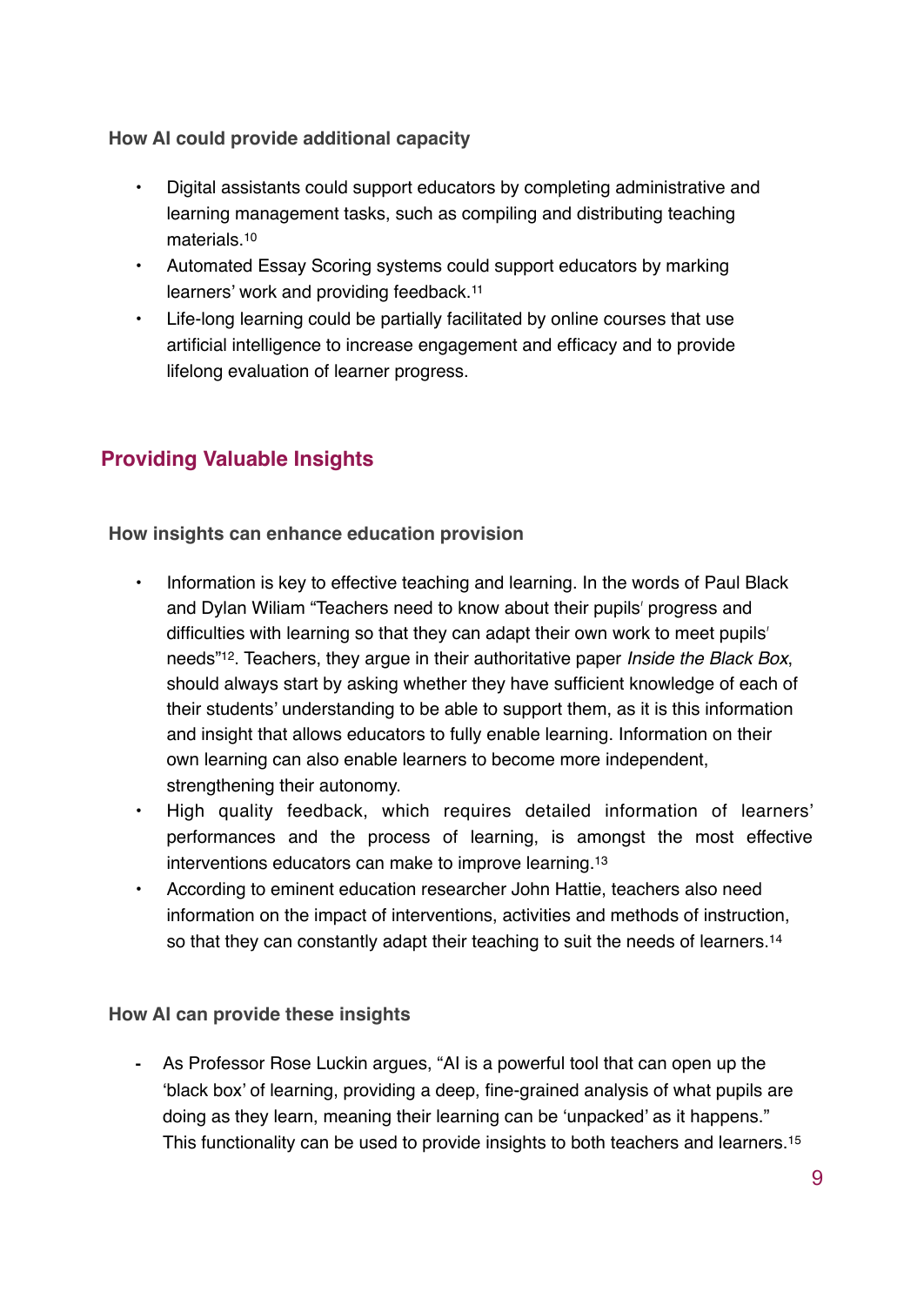### How AI could provide additional capacity

- Digital assistants could support educators by completing administrative and learning management tasks, such as compiling and distributing teaching materials.[10]
- Automated Essay Scoring systems could support educators by marking learners' work and providing feedback.[11]
- Life-long learning could be partially facilitated by online courses that use artificial intelligence to increase engagement and efficacy and to provide lifelong evaluation of learner progress.

## Providing Valuable Insights

### How insights can enhance education provision

- Information is key to effective teaching and learning. In the words of Paul Black and Dylan Wiliam "Teachers need to know about their pupils' progress and difficulties with learning so that they can adapt their own work to meet pupils' needs"[12]. Teachers, they argue in their authoritative paper *Inside the Black Box*, should always start by asking whether they have sufficient knowledge of each of their students' understanding to be able to support them, as it is this information and insight that allows educators to fully enable learning. Information on their own learning can also enable learners to become more independent, strengthening their autonomy.
- High quality feedback, which requires detailed information of learners' performances and the process of learning, is amongst the most effective interventions educators can make to improve learning.[13]
- According to eminent education researcher John Hattie, teachers also need information on the impact of interventions, activities and methods of instruction, so that they can constantly adapt their teaching to suit the needs of learners.[14]

### How AI can provide these insights

- As Professor Rose Luckin argues, "AI is a powerful tool that can open up the 'black box' of learning, providing a deep, fine-grained analysis of what pupils are doing as they learn, meaning their learning can be 'unpacked' as it happens." This functionality can be used to provide insights to both teachers and learners.[15]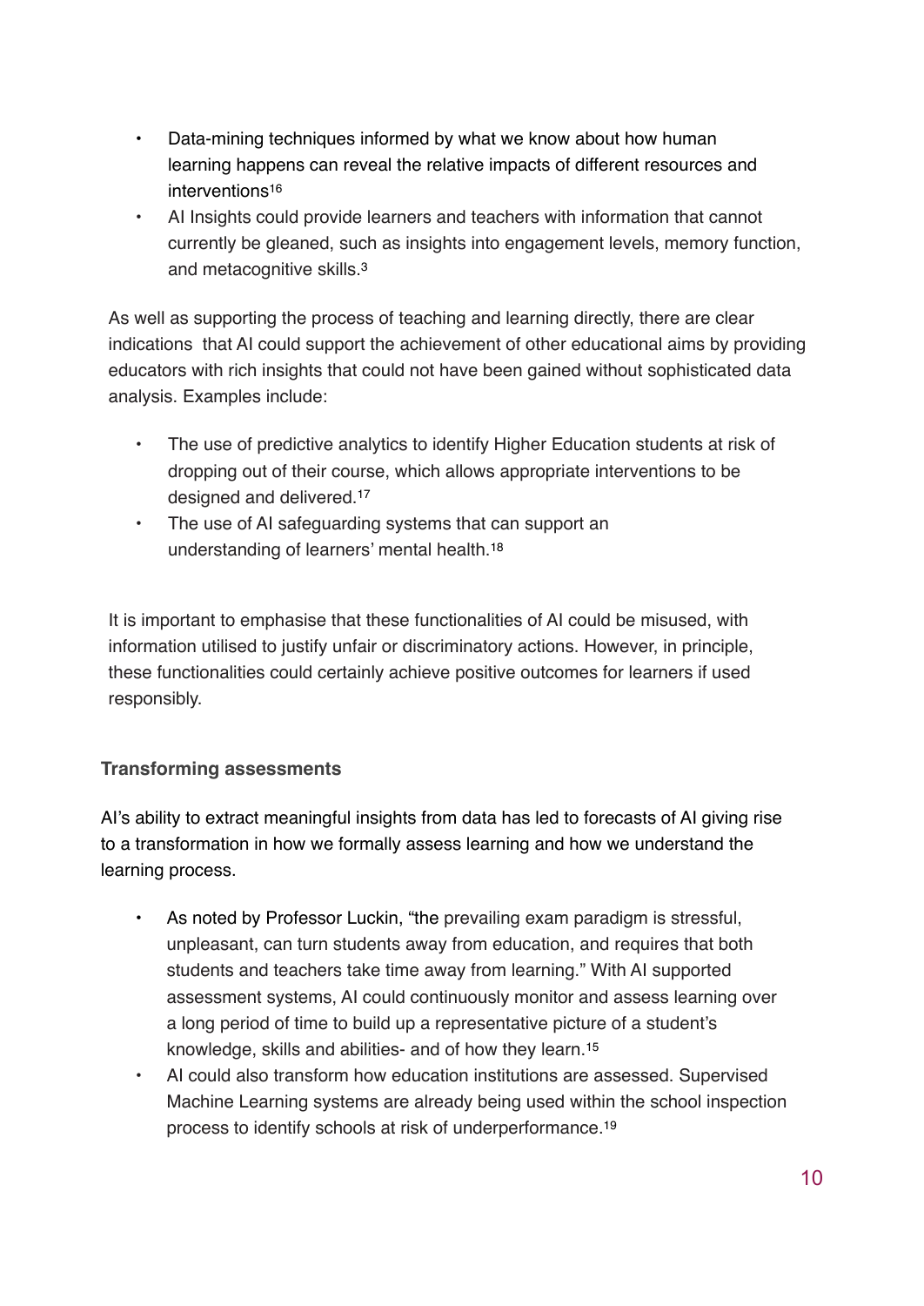- Data-mining techniques informed by what we know about how human learning happens can reveal the relative impacts of different resources and interventions[16]
- AI Insights could provide learners and teachers with information that cannot currently be gleaned, such as insights into engagement levels, memory function, and metacognitive skills.[3]

As well as supporting the process of teaching and learning directly, there are clear indications that AI could support the achievement of other educational aims by providing educators with rich insights that could not have been gained without sophisticated data analysis. Examples include:

- The use of predictive analytics to identify Higher Education students at risk of dropping out of their course, which allows appropriate interventions to be designed and delivered.[17]
- The use of AI safeguarding systems that can support an understanding of learners' mental health.[18]

It is important to emphasise that these functionalities of AI could be misused, with information utilised to justify unfair or discriminatory actions. However, in principle, these functionalities could certainly achieve positive outcomes for learners if used responsibly.

**Transforming assessments**

AI's ability to extract meaningful insights from data has led to forecasts of AI giving rise to a transformation in how we formally assess learning and how we understand the learning process.

- As noted by Professor Luckin, "the prevailing exam paradigm is stressful, unpleasant, can turn students away from education, and requires that both students and teachers take time away from learning." With AI supported assessment systems, AI could continuously monitor and assess learning over a long period of time to build up a representative picture of a student's knowledge, skills and abilities- and of how they learn.[15]
- AI could also transform how education institutions are assessed. Supervised Machine Learning systems are already being used within the school inspection process to identify schools at risk of underperformance.[19]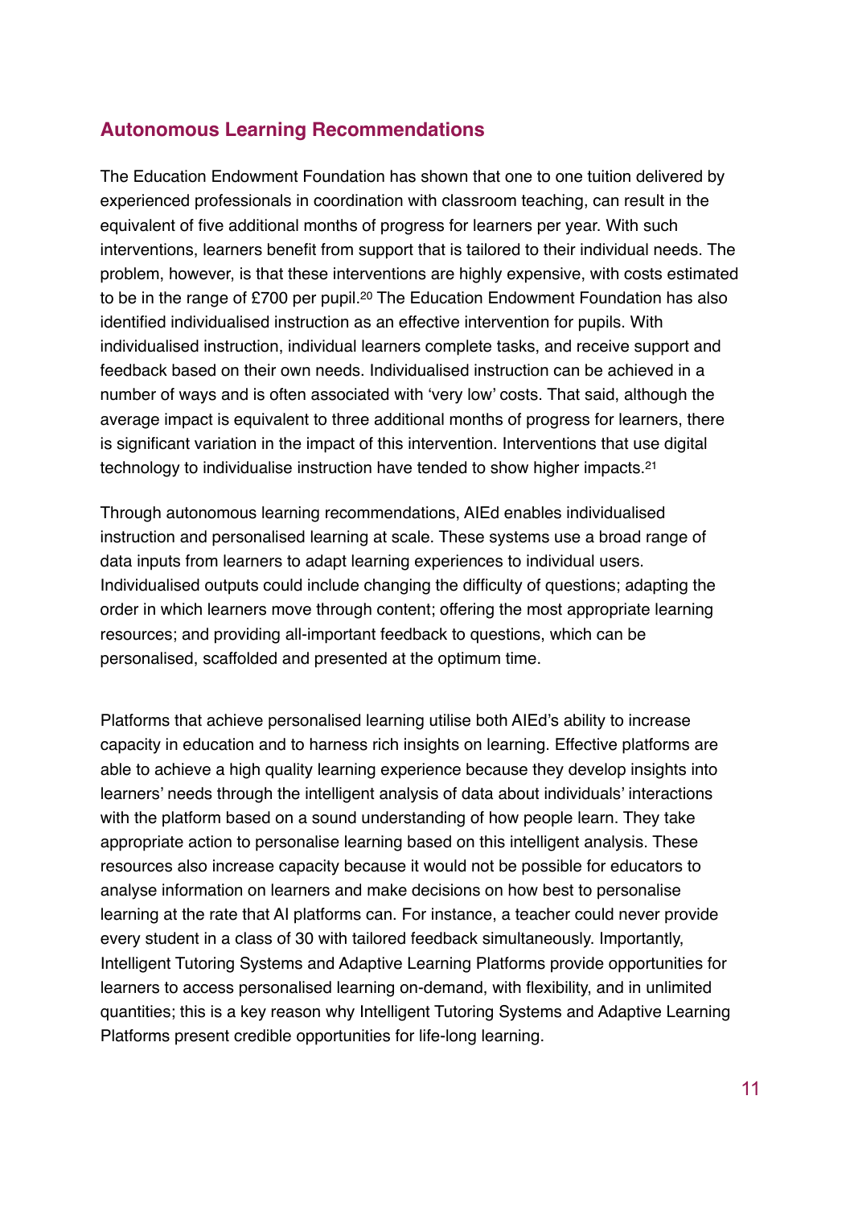## Autonomous Learning Recommendations

The Education Endowment Foundation has shown that one to one tuition delivered by experienced professionals in coordination with classroom teaching, can result in the equivalent of five additional months of progress for learners per year. With such interventions, learners benefit from support that is tailored to their individual needs. The problem, however, is that these interventions are highly expensive, with costs estimated to be in the range of £700 per pupil.[20] The Education Endowment Foundation has also identified individualised instruction as an effective intervention for pupils. With individualised instruction, individual learners complete tasks, and receive support and feedback based on their own needs. Individualised instruction can be achieved in a number of ways and is often associated with 'very low' costs. That said, although the average impact is equivalent to three additional months of progress for learners, there is significant variation in the impact of this intervention. Interventions that use digital technology to individualise instruction have tended to show higher impacts.[21]

Through autonomous learning recommendations, AIEd enables individualised instruction and personalised learning at scale. These systems use a broad range of data inputs from learners to adapt learning experiences to individual users. Individualised outputs could include changing the difficulty of questions; adapting the order in which learners move through content; offering the most appropriate learning resources; and providing all-important feedback to questions, which can be personalised, scaffolded and presented at the optimum time.

Platforms that achieve personalised learning utilise both AIEd's ability to increase capacity in education and to harness rich insights on learning. Effective platforms are able to achieve a high quality learning experience because they develop insights into learners' needs through the intelligent analysis of data about individuals' interactions with the platform based on a sound understanding of how people learn. They take appropriate action to personalise learning based on this intelligent analysis. These resources also increase capacity because it would not be possible for educators to analyse information on learners and make decisions on how best to personalise learning at the rate that AI platforms can. For instance, a teacher could never provide every student in a class of 30 with tailored feedback simultaneously. Importantly, Intelligent Tutoring Systems and Adaptive Learning Platforms provide opportunities for learners to access personalised learning on-demand, with flexibility, and in unlimited quantities; this is a key reason why Intelligent Tutoring Systems and Adaptive Learning Platforms present credible opportunities for life-long learning.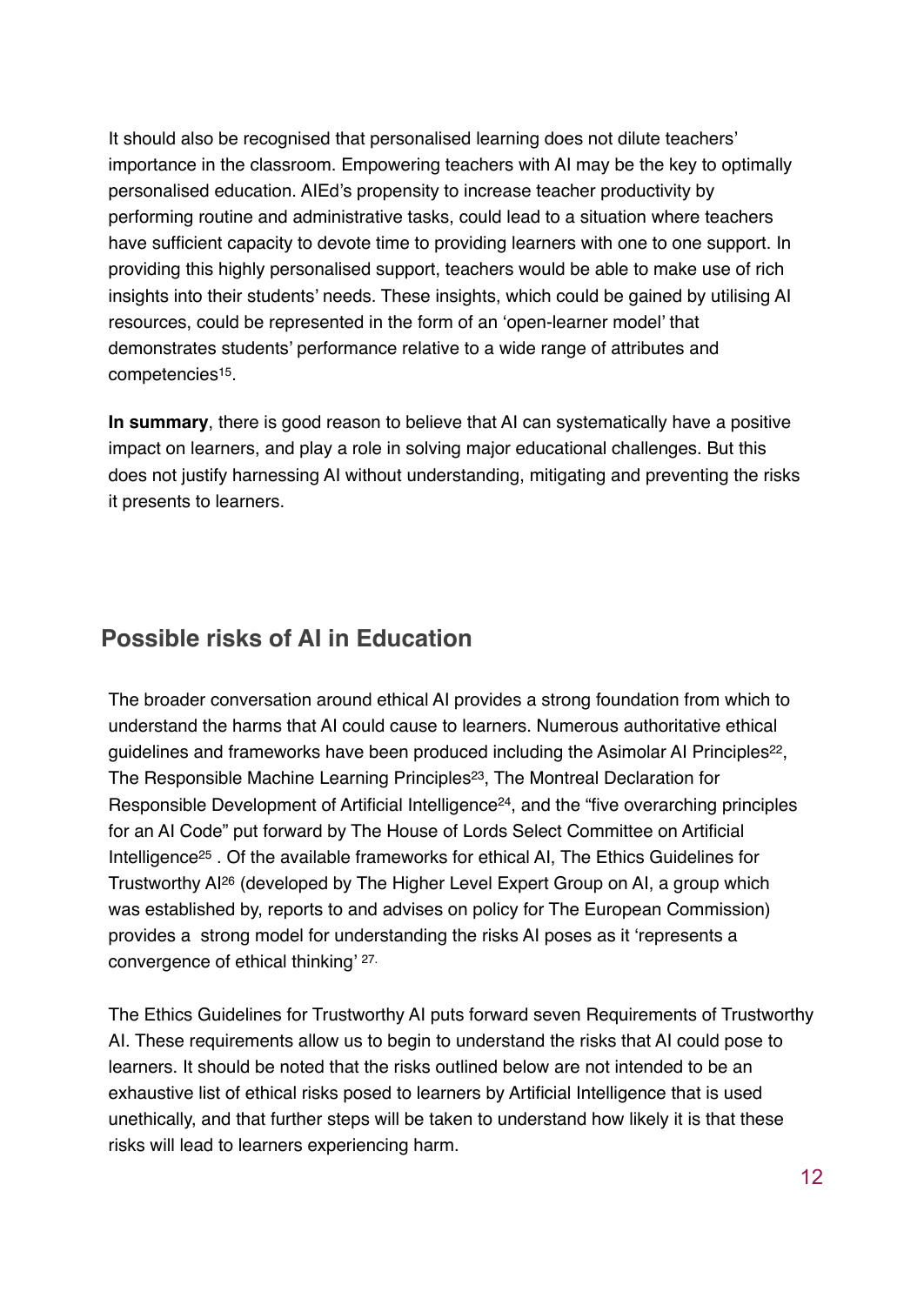It should also be recognised that personalised learning does not dilute teachers' importance in the classroom. Empowering teachers with AI may be the key to optimally personalised education. AIEd's propensity to increase teacher productivity by performing routine and administrative tasks, could lead to a situation where teachers have sufficient capacity to devote time to providing learners with one to one support. In providing this highly personalised support, teachers would be able to make use of rich insights into their students' needs. These insights, which could be gained by utilising AI resources, could be represented in the form of an 'open-learner model' that demonstrates students' performance relative to a wide range of attributes and competencies[15].

**In summary**, there is good reason to believe that AI can systematically have a positive impact on learners, and play a role in solving major educational challenges. But this does not justify harnessing AI without understanding, mitigating and preventing the risks it presents to learners.

## Possible risks of AI in Education

The broader conversation around ethical AI provides a strong foundation from which to understand the harms that AI could cause to learners. Numerous authoritative ethical guidelines and frameworks have been produced including the Asimolar AI Principles[22], The Responsible Machine Learning Principles[23], The Montreal Declaration for Responsible Development of Artificial Intelligence[24], and the "five overarching principles for an AI Code" put forward by The House of Lords Select Committee on Artificial Intelligence[25] . Of the available frameworks for ethical AI, The Ethics Guidelines for Trustworthy AI[26] (developed by The Higher Level Expert Group on AI, a group which was established by, reports to and advises on policy for The European Commission) provides a strong model for understanding the risks AI poses as it 'represents a convergence of ethical thinking' [27.]

The Ethics Guidelines for Trustworthy AI puts forward seven Requirements of Trustworthy AI. These requirements allow us to begin to understand the risks that AI could pose to learners. It should be noted that the risks outlined below are not intended to be an exhaustive list of ethical risks posed to learners by Artificial Intelligence that is used unethically, and that further steps will be taken to understand how likely it is that these risks will lead to learners experiencing harm.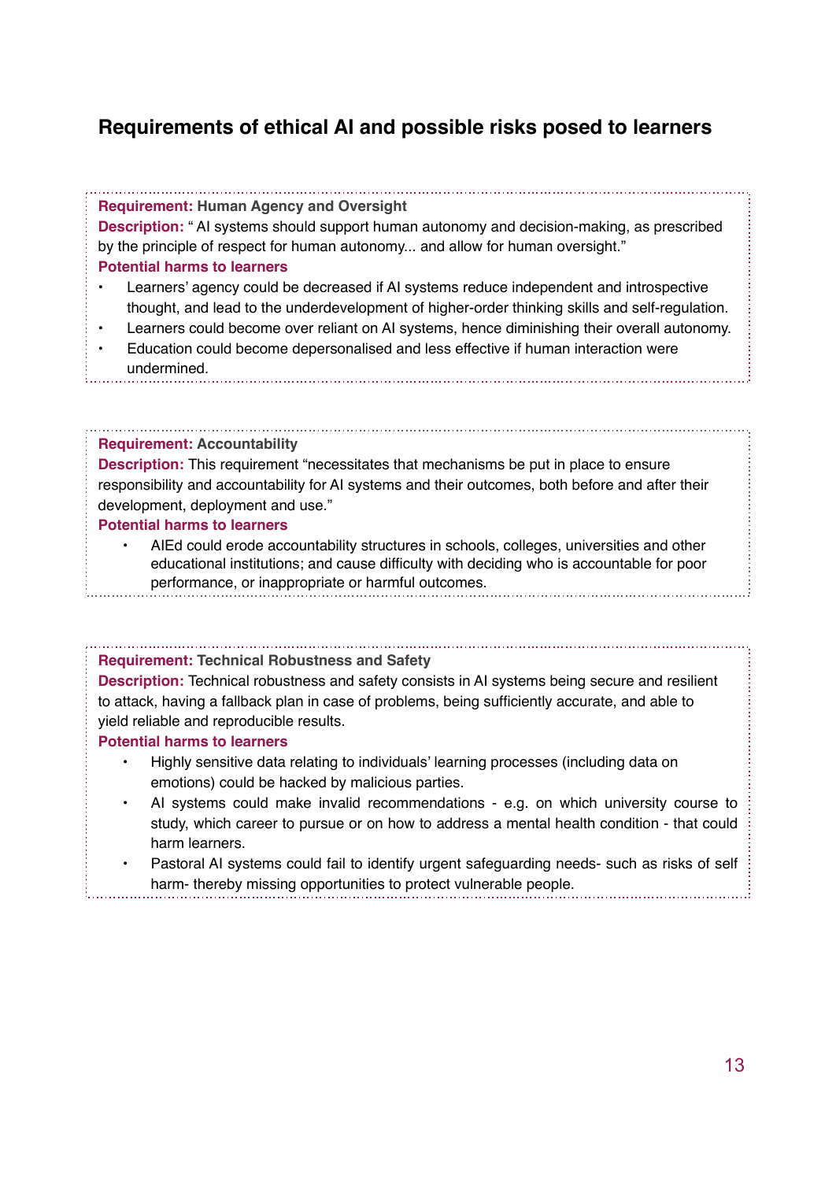## Requirements of ethical AI and possible risks posed to learners

**Requirement:** Human Agency and Oversight

**Description:** " AI systems should support human autonomy and decision-making, as prescribed by the principle of respect for human autonomy... and allow for human oversight."

**Potential harms to learners**

- Learners' agency could be decreased if AI systems reduce independent and introspective thought, and lead to the underdevelopment of higher-order thinking skills and self-regulation.
- Learners could become over reliant on AI systems, hence diminishing their overall autonomy.
- Education could become depersonalised and less effective if human interaction were undermined.

**Requirement:** Accountability

**Description:** This requirement "necessitates that mechanisms be put in place to ensure responsibility and accountability for AI systems and their outcomes, both before and after their development, deployment and use."

**Potential harms to learners**

- AIEd could erode accountability structures in schools, colleges, universities and other educational institutions; and cause difficulty with deciding who is accountable for poor performance, or inappropriate or harmful outcomes.

**Requirement:** Technical Robustness and Safety

**Description:** Technical robustness and safety consists in AI systems being secure and resilient to attack, having a fallback plan in case of problems, being sufficiently accurate, and able to yield reliable and reproducible results.

**Potential harms to learners**

- Highly sensitive data relating to individuals' learning processes (including data on emotions) could be hacked by malicious parties.
- AI systems could make invalid recommendations - e.g. on which university course to study, which career to pursue or on how to address a mental health condition - that could harm learners.
- Pastoral AI systems could fail to identify urgent safeguarding needs- such as risks of self harm- thereby missing opportunities to protect vulnerable people.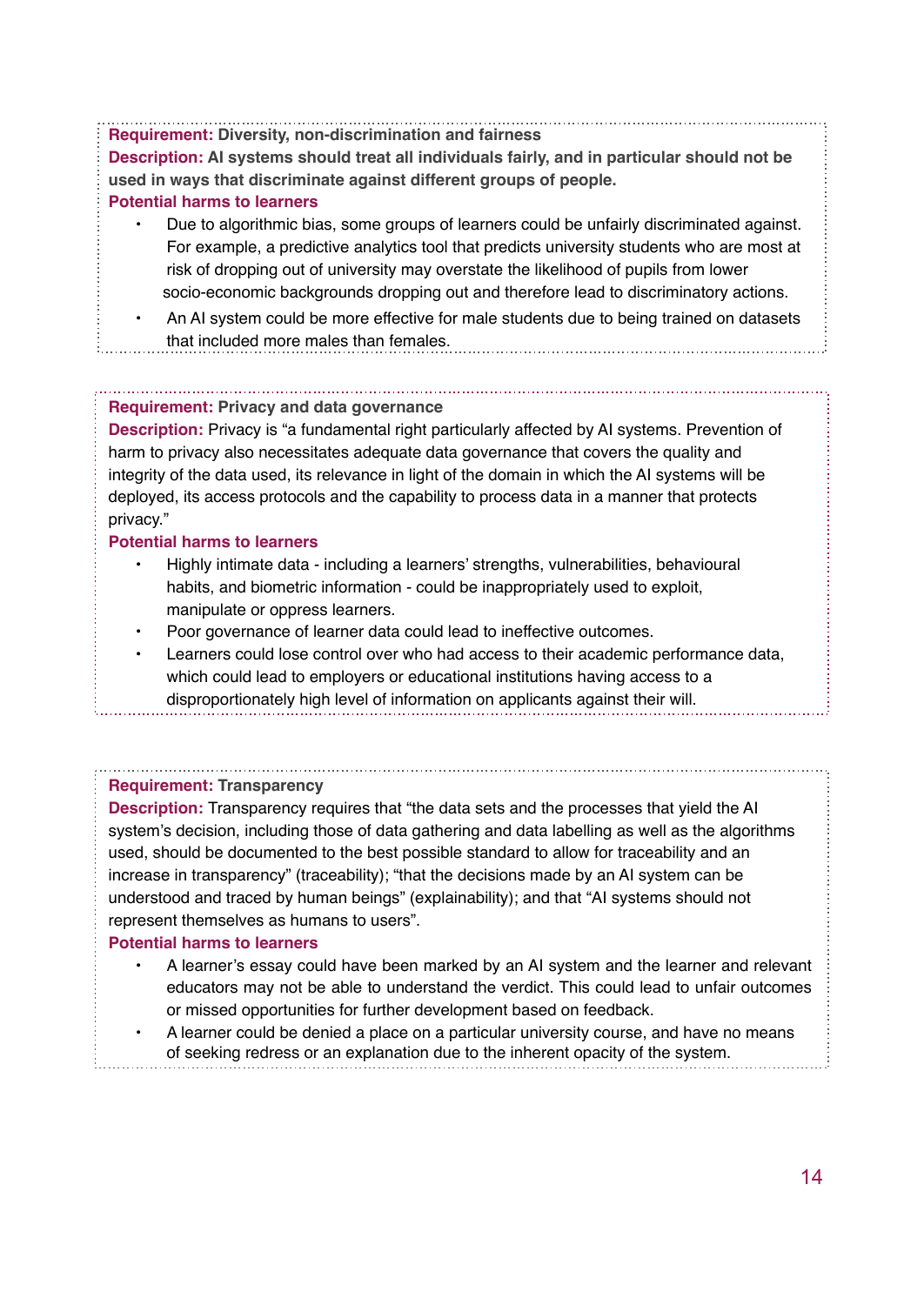**Requirement:** **Diversity, non-discrimination and fairness**

**Description:** **AI systems should treat all individuals fairly, and in particular should not be used in ways that discriminate against different groups of people.**

**Potential harms to learners**

- Due to algorithmic bias, some groups of learners could be unfairly discriminated against. For example, a predictive analytics tool that predicts university students who are most at risk of dropping out of university may overstate the likelihood of pupils from lower socio-economic backgrounds dropping out and therefore lead to discriminatory actions.
- An AI system could be more effective for male students due to being trained on datasets that included more males than females.

**Requirement:** **Privacy and data governance**

**Description:** Privacy is "a fundamental right particularly affected by AI systems. Prevention of harm to privacy also necessitates adequate data governance that covers the quality and integrity of the data used, its relevance in light of the domain in which the AI systems will be deployed, its access protocols and the capability to process data in a manner that protects privacy."

**Potential harms to learners**

- Highly intimate data - including a learners' strengths, vulnerabilities, behavioural habits, and biometric information - could be inappropriately used to exploit, manipulate or oppress learners.
- Poor governance of learner data could lead to ineffective outcomes.
- Learners could lose control over who had access to their academic performance data, which could lead to employers or educational institutions having access to a disproportionately high level of information on applicants against their will.

**Requirement:** **Transparency**

**Description:** Transparency requires that "the data sets and the processes that yield the AI system's decision, including those of data gathering and data labelling as well as the algorithms used, should be documented to the best possible standard to allow for traceability and an increase in transparency" (traceability); "that the decisions made by an AI system can be understood and traced by human beings" (explainability); and that "AI systems should not represent themselves as humans to users".

**Potential harms to learners**

- A learner's essay could have been marked by an AI system and the learner and relevant educators may not be able to understand the verdict. This could lead to unfair outcomes or missed opportunities for further development based on feedback.
- A learner could be denied a place on a particular university course, and have no means of seeking redress or an explanation due to the inherent opacity of the system.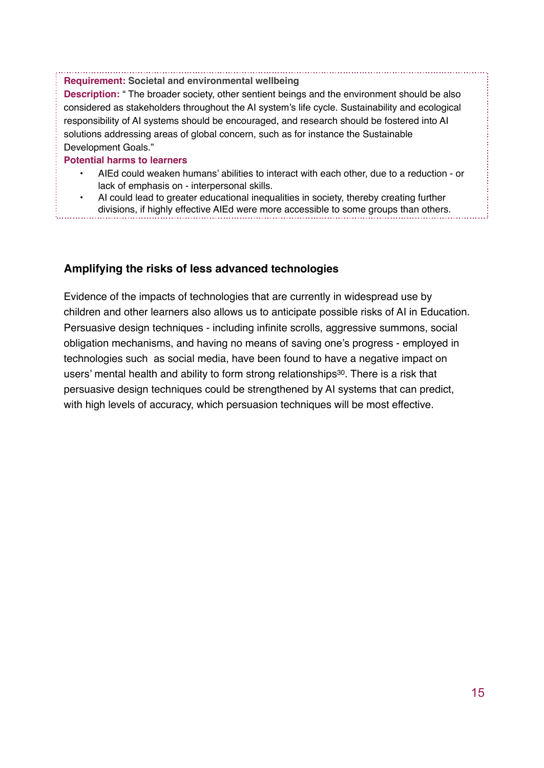**Requirement:** **Societal and environmental wellbeing**

**Description:** " The broader society, other sentient beings and the environment should be also considered as stakeholders throughout the AI system's life cycle. Sustainability and ecological responsibility of AI systems should be encouraged, and research should be fostered into AI solutions addressing areas of global concern, such as for instance the Sustainable Development Goals."

**Potential harms to learners**

- AIEd could weaken humans' abilities to interact with each other, due to a reduction - or lack of emphasis on - interpersonal skills.
- AI could lead to greater educational inequalities in society, thereby creating further divisions, if highly effective AIEd were more accessible to some groups than others.

### Amplifying the risks of less advanced technologies

Evidence of the impacts of technologies that are currently in widespread use by children and other learners also allows us to anticipate possible risks of AI in Education. Persuasive design techniques - including infinite scrolls, aggressive summons, social obligation mechanisms, and having no means of saving one's progress - employed in technologies such as social media, have been found to have a negative impact on users' mental health and ability to form strong relationships[30]. There is a risk that persuasive design techniques could be strengthened by AI systems that can predict, with high levels of accuracy, which persuasion techniques will be most effective.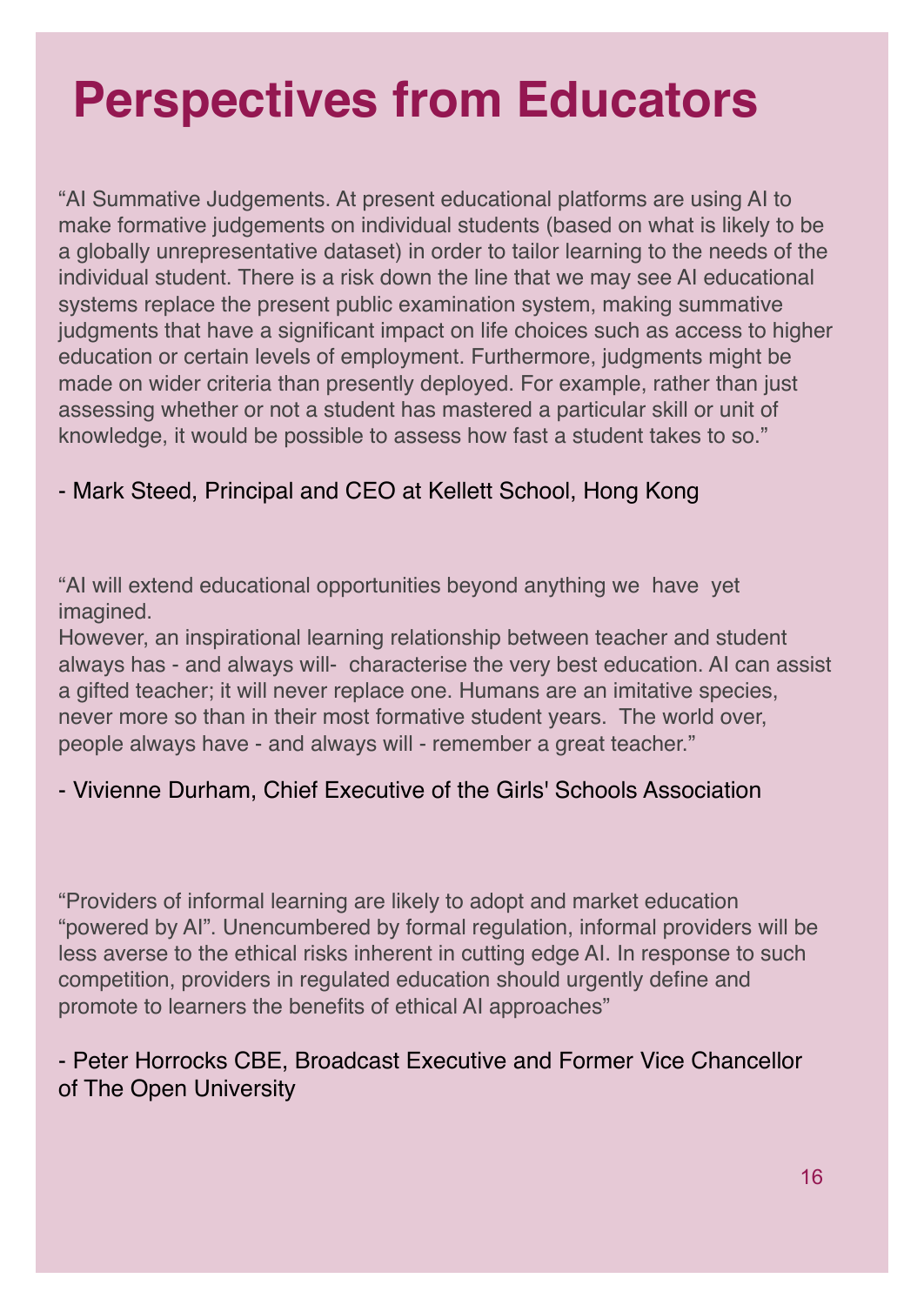# Perspectives from Educators

"AI Summative Judgements. At present educational platforms are using AI to make formative judgements on individual students (based on what is likely to be a globally unrepresentative dataset) in order to tailor learning to the needs of the individual student. There is a risk down the line that we may see AI educational systems replace the present public examination system, making summative judgments that have a significant impact on life choices such as access to higher education or certain levels of employment. Furthermore, judgments might be made on wider criteria than presently deployed. For example, rather than just assessing whether or not a student has mastered a particular skill or unit of knowledge, it would be possible to assess how fast a student takes to so."

- Mark Steed, Principal and CEO at Kellett School, Hong Kong

"AI will extend educational opportunities beyond anything we have yet imagined.
However, an inspirational learning relationship between teacher and student always has - and always will- characterise the very best education. AI can assist a gifted teacher; it will never replace one. Humans are an imitative species, never more so than in their most formative student years. The world over, people always have - and always will - remember a great teacher."

- Vivienne Durham, Chief Executive of the Girls' Schools Association

"Providers of informal learning are likely to adopt and market education "powered by AI". Unencumbered by formal regulation, informal providers will be less averse to the ethical risks inherent in cutting edge AI. In response to such competition, providers in regulated education should urgently define and promote to learners the benefits of ethical AI approaches"

- Peter Horrocks CBE, Broadcast Executive and Former Vice Chancellor of The Open University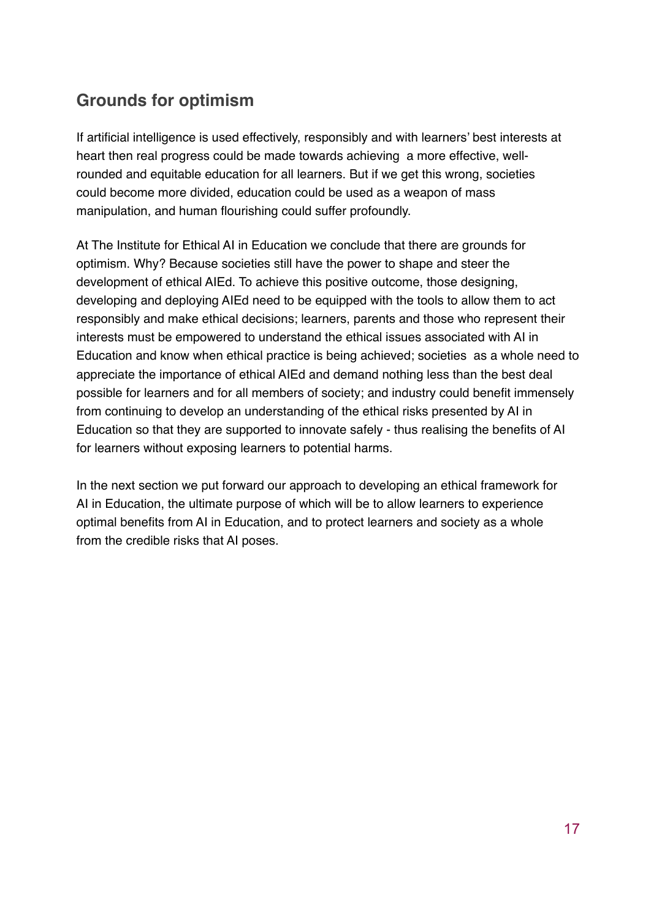## Grounds for optimism

If artificial intelligence is used effectively, responsibly and with learners' best interests at heart then real progress could be made towards achieving  a more effective, well-rounded and equitable education for all learners. But if we get this wrong, societies could become more divided, education could be used as a weapon of mass manipulation, and human flourishing could suffer profoundly.

At The Institute for Ethical AI in Education we conclude that there are grounds for optimism. Why? Because societies still have the power to shape and steer the development of ethical AIEd. To achieve this positive outcome, those designing, developing and deploying AIEd need to be equipped with the tools to allow them to act responsibly and make ethical decisions; learners, parents and those who represent their interests must be empowered to understand the ethical issues associated with AI in Education and know when ethical practice is being achieved; societies  as a whole need to appreciate the importance of ethical AIEd and demand nothing less than the best deal possible for learners and for all members of society; and industry could benefit immensely from continuing to develop an understanding of the ethical risks presented by AI in Education so that they are supported to innovate safely - thus realising the benefits of AI for learners without exposing learners to potential harms.

In the next section we put forward our approach to developing an ethical framework for AI in Education, the ultimate purpose of which will be to allow learners to experience optimal benefits from AI in Education, and to protect learners and society as a whole from the credible risks that AI poses.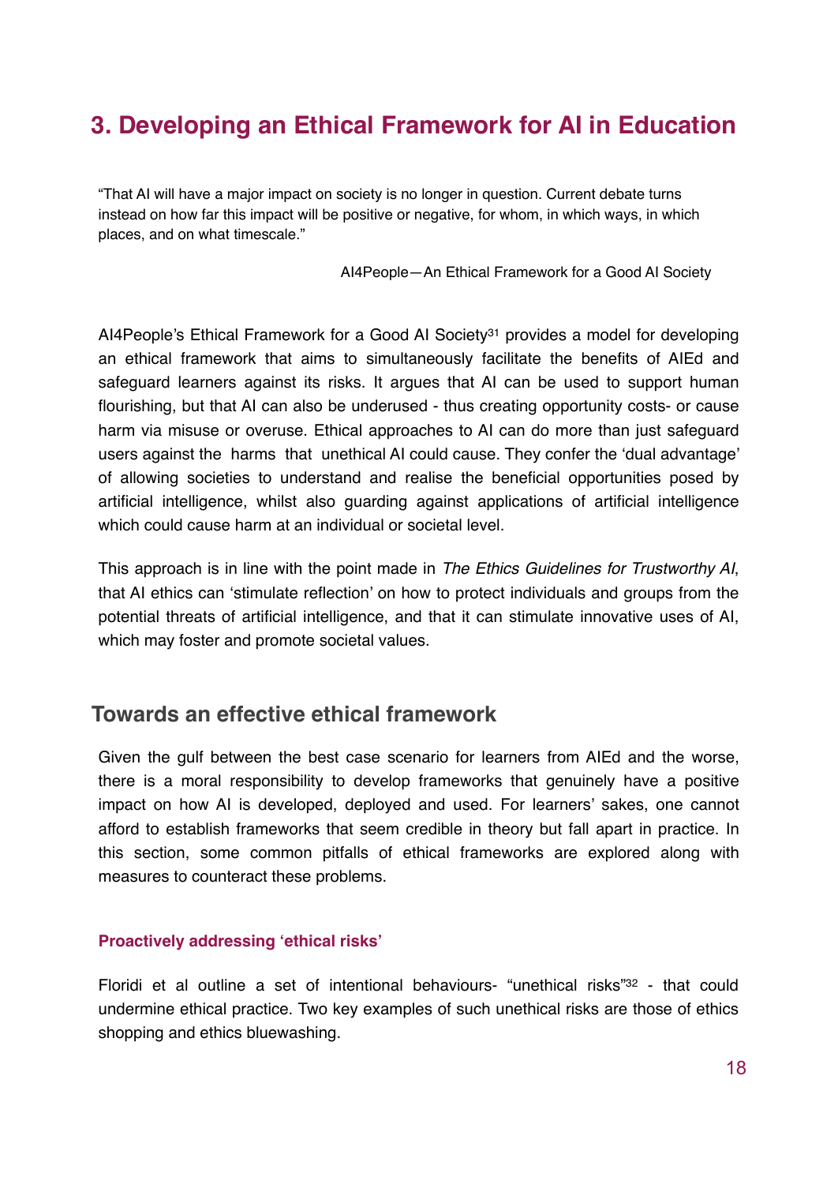# 3. Developing an Ethical Framework for AI in Education

> "That AI will have a major impact on society is no longer in question. Current debate turns instead on how far this impact will be positive or negative, for whom, in which ways, in which places, and on what timescale."
>
> AI4People—An Ethical Framework for a Good AI Society

AI4People's Ethical Framework for a Good AI Society[31] provides a model for developing an ethical framework that aims to simultaneously facilitate the benefits of AIEd and safeguard learners against its risks. It argues that AI can be used to support human flourishing, but that AI can also be underused - thus creating opportunity costs- or cause harm via misuse or overuse. Ethical approaches to AI can do more than just safeguard users against the harms that unethical AI could cause. They confer the 'dual advantage' of allowing societies to understand and realise the beneficial opportunities posed by artificial intelligence, whilst also guarding against applications of artificial intelligence which could cause harm at an individual or societal level.

This approach is in line with the point made in *The Ethics Guidelines for Trustworthy AI*, that AI ethics can 'stimulate reflection' on how to protect individuals and groups from the potential threats of artificial intelligence, and that it can stimulate innovative uses of AI, which may foster and promote societal values.

## Towards an effective ethical framework

Given the gulf between the best case scenario for learners from AIEd and the worse, there is a moral responsibility to develop frameworks that genuinely have a positive impact on how AI is developed, deployed and used. For learners' sakes, one cannot afford to establish frameworks that seem credible in theory but fall apart in practice. In this section, some common pitfalls of ethical frameworks are explored along with measures to counteract these problems.

### Proactively addressing 'ethical risks'

Floridi et al outline a set of intentional behaviours- "unethical risks"[32] - that could undermine ethical practice. Two key examples of such unethical risks are those of ethics shopping and ethics bluewashing.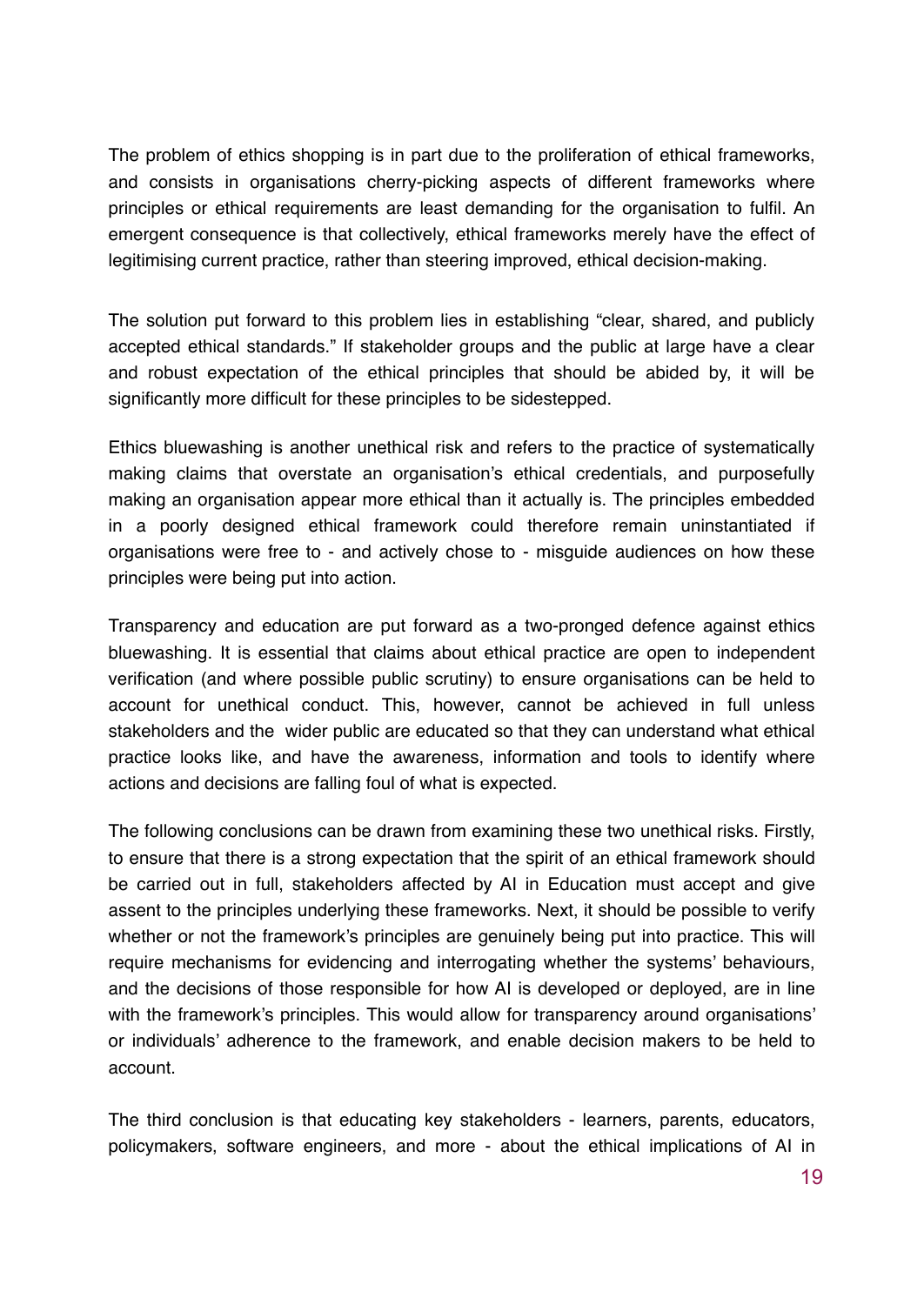The problem of ethics shopping is in part due to the proliferation of ethical frameworks, and consists in organisations cherry-picking aspects of different frameworks where principles or ethical requirements are least demanding for the organisation to fulfil. An emergent consequence is that collectively, ethical frameworks merely have the effect of legitimising current practice, rather than steering improved, ethical decision-making.

The solution put forward to this problem lies in establishing "clear, shared, and publicly accepted ethical standards." If stakeholder groups and the public at large have a clear and robust expectation of the ethical principles that should be abided by, it will be significantly more difficult for these principles to be sidestepped.

Ethics bluewashing is another unethical risk and refers to the practice of systematically making claims that overstate an organisation's ethical credentials, and purposefully making an organisation appear more ethical than it actually is. The principles embedded in a poorly designed ethical framework could therefore remain uninstantiated if organisations were free to - and actively chose to - misguide audiences on how these principles were being put into action.

Transparency and education are put forward as a two-pronged defence against ethics bluewashing. It is essential that claims about ethical practice are open to independent verification (and where possible public scrutiny) to ensure organisations can be held to account for unethical conduct. This, however, cannot be achieved in full unless stakeholders and the wider public are educated so that they can understand what ethical practice looks like, and have the awareness, information and tools to identify where actions and decisions are falling foul of what is expected.

The following conclusions can be drawn from examining these two unethical risks. Firstly, to ensure that there is a strong expectation that the spirit of an ethical framework should be carried out in full, stakeholders affected by AI in Education must accept and give assent to the principles underlying these frameworks. Next, it should be possible to verify whether or not the framework's principles are genuinely being put into practice. This will require mechanisms for evidencing and interrogating whether the systems' behaviours, and the decisions of those responsible for how AI is developed or deployed, are in line with the framework's principles. This would allow for transparency around organisations' or individuals' adherence to the framework, and enable decision makers to be held to account.

The third conclusion is that educating key stakeholders - learners, parents, educators, policymakers, software engineers, and more - about the ethical implications of AI in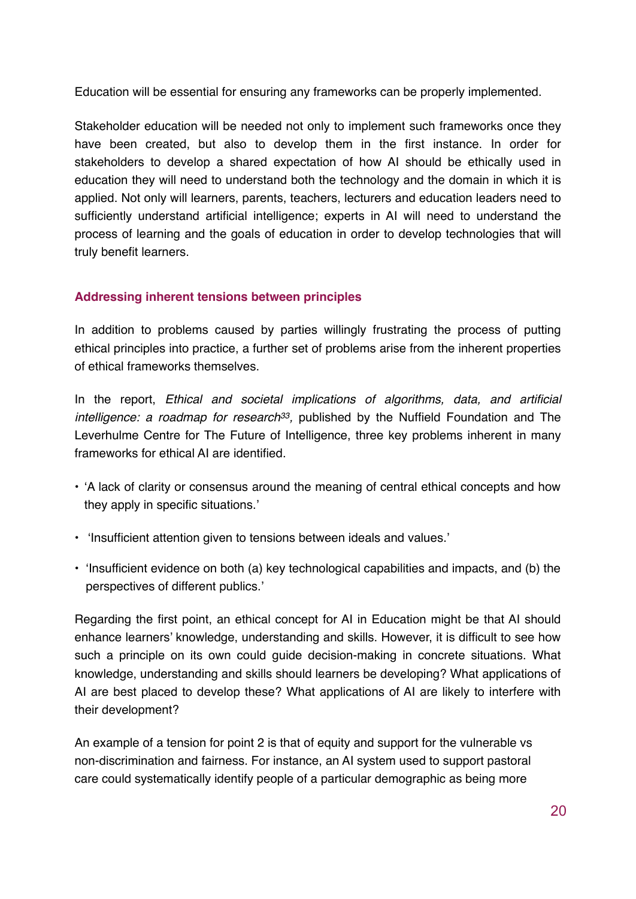Education will be essential for ensuring any frameworks can be properly implemented.

Stakeholder education will be needed not only to implement such frameworks once they have been created, but also to develop them in the first instance. In order for stakeholders to develop a shared expectation of how AI should be ethically used in education they will need to understand both the technology and the domain in which it is applied. Not only will learners, parents, teachers, lecturers and education leaders need to sufficiently understand artificial intelligence; experts in AI will need to understand the process of learning and the goals of education in order to develop technologies that will truly benefit learners.

### Addressing inherent tensions between principles

In addition to problems caused by parties willingly frustrating the process of putting ethical principles into practice, a further set of problems arise from the inherent properties of ethical frameworks themselves.

In the report, *Ethical and societal implications of algorithms, data, and artificial intelligence: a roadmap for research*[33], published by the Nuffield Foundation and The Leverhulme Centre for The Future of Intelligence, three key problems inherent in many frameworks for ethical AI are identified.

- 'A lack of clarity or consensus around the meaning of central ethical concepts and how they apply in specific situations.'
- 'Insufficient attention given to tensions between ideals and values.'
- 'Insufficient evidence on both (a) key technological capabilities and impacts, and (b) the perspectives of different publics.'

Regarding the first point, an ethical concept for AI in Education might be that AI should enhance learners' knowledge, understanding and skills. However, it is difficult to see how such a principle on its own could guide decision-making in concrete situations. What knowledge, understanding and skills should learners be developing? What applications of AI are best placed to develop these? What applications of AI are likely to interfere with their development?

An example of a tension for point 2 is that of equity and support for the vulnerable vs non-discrimination and fairness. For instance, an AI system used to support pastoral care could systematically identify people of a particular demographic as being more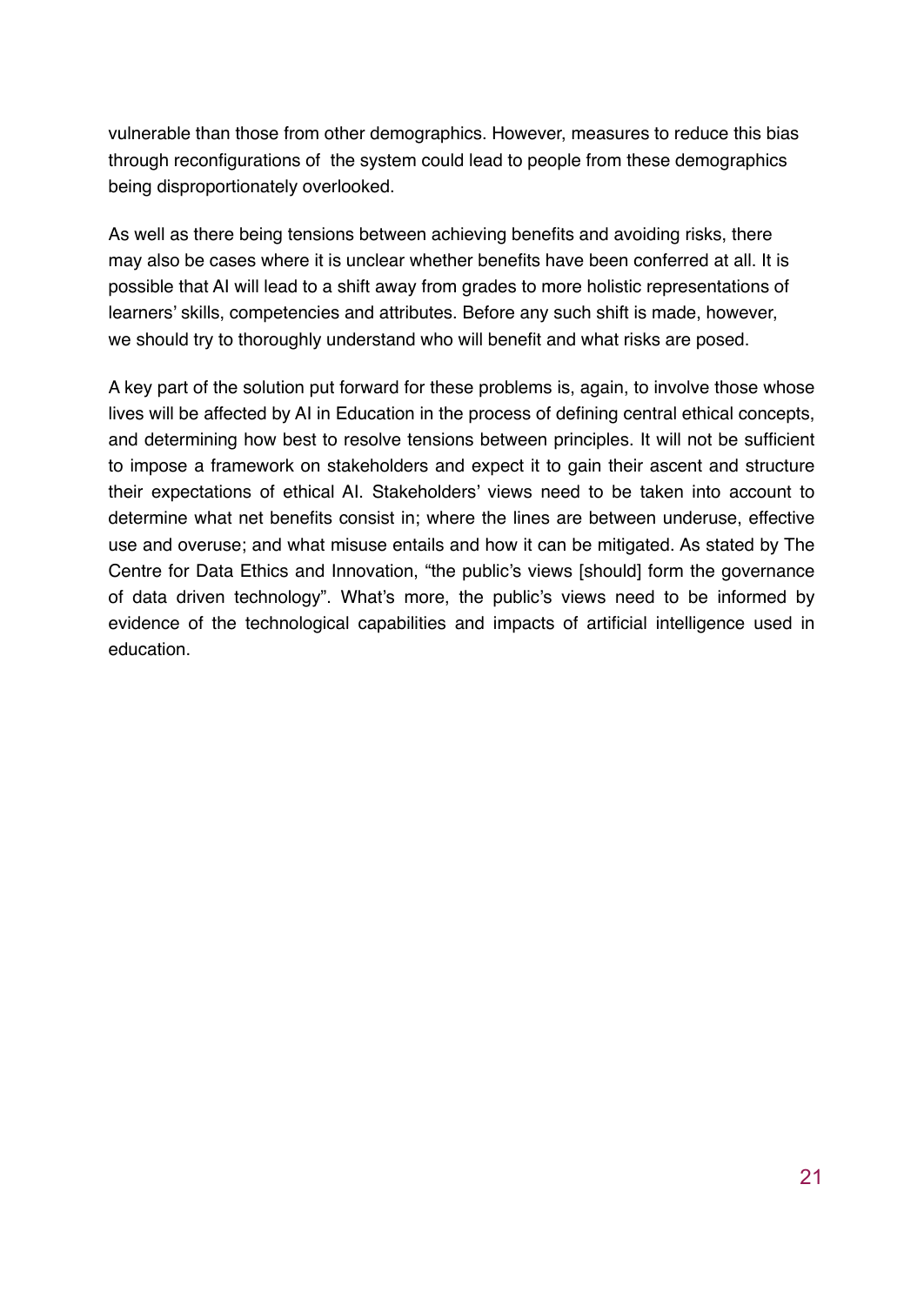vulnerable than those from other demographics. However, measures to reduce this bias through reconfigurations of the system could lead to people from these demographics being disproportionately overlooked.

As well as there being tensions between achieving benefits and avoiding risks, there may also be cases where it is unclear whether benefits have been conferred at all. It is possible that AI will lead to a shift away from grades to more holistic representations of learners' skills, competencies and attributes. Before any such shift is made, however, we should try to thoroughly understand who will benefit and what risks are posed.

A key part of the solution put forward for these problems is, again, to involve those whose lives will be affected by AI in Education in the process of defining central ethical concepts, and determining how best to resolve tensions between principles. It will not be sufficient to impose a framework on stakeholders and expect it to gain their ascent and structure their expectations of ethical AI. Stakeholders' views need to be taken into account to determine what net benefits consist in; where the lines are between underuse, effective use and overuse; and what misuse entails and how it can be mitigated. As stated by The Centre for Data Ethics and Innovation, "the public's views [should] form the governance of data driven technology". What's more, the public's views need to be informed by evidence of the technological capabilities and impacts of artificial intelligence used in education.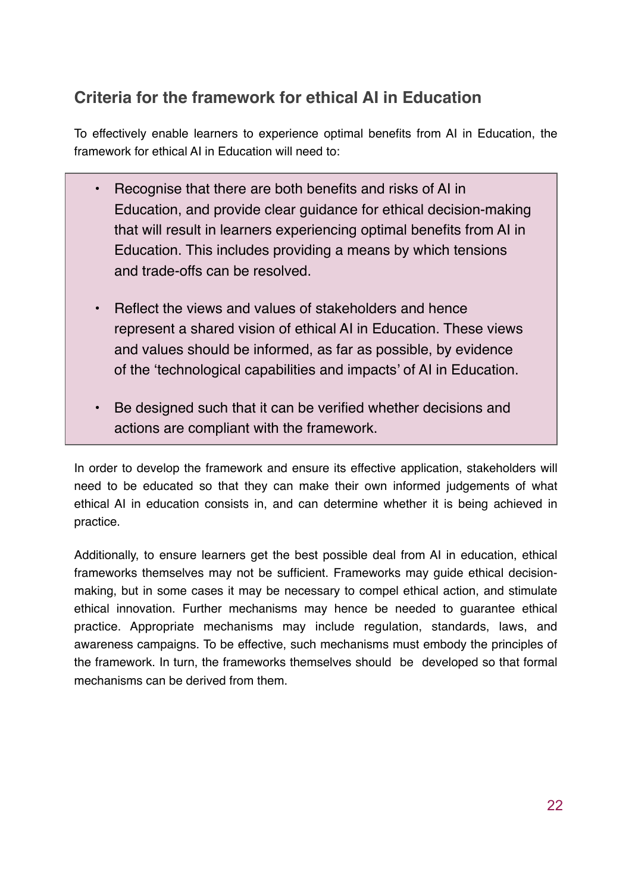## Criteria for the framework for ethical AI in Education

To effectively enable learners to experience optimal benefits from AI in Education, the framework for ethical AI in Education will need to:

- Recognise that there are both benefits and risks of AI in Education, and provide clear guidance for ethical decision-making that will result in learners experiencing optimal benefits from AI in Education. This includes providing a means by which tensions and trade-offs can be resolved.
- Reflect the views and values of stakeholders and hence represent a shared vision of ethical AI in Education. These views and values should be informed, as far as possible, by evidence of the 'technological capabilities and impacts' of AI in Education.
- Be designed such that it can be verified whether decisions and actions are compliant with the framework.

In order to develop the framework and ensure its effective application, stakeholders will need to be educated so that they can make their own informed judgements of what ethical AI in education consists in, and can determine whether it is being achieved in practice.

Additionally, to ensure learners get the best possible deal from AI in education, ethical frameworks themselves may not be sufficient. Frameworks may guide ethical decision-making, but in some cases it may be necessary to compel ethical action, and stimulate ethical innovation. Further mechanisms may hence be needed to guarantee ethical practice. Appropriate mechanisms may include regulation, standards, laws, and awareness campaigns. To be effective, such mechanisms must embody the principles of the framework. In turn, the frameworks themselves should be developed so that formal mechanisms can be derived from them.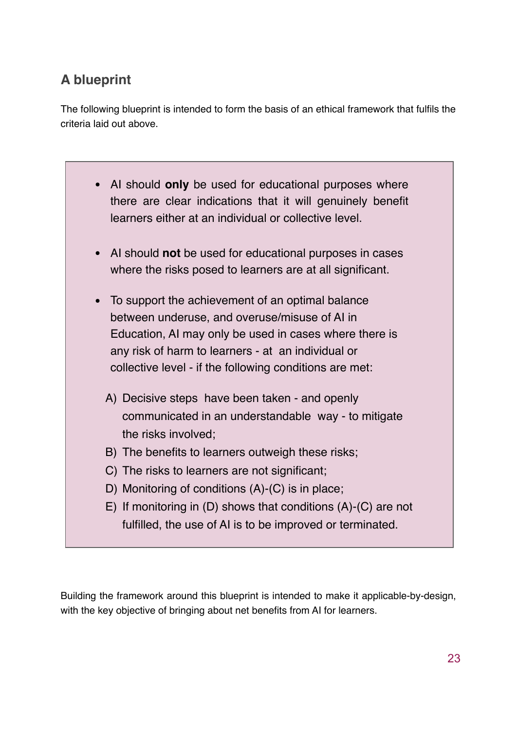## A blueprint

The following blueprint is intended to form the basis of an ethical framework that fulfils the criteria laid out above.

- AI should **only** be used for educational purposes where there are clear indications that it will genuinely benefit learners either at an individual or collective level.
- AI should **not** be used for educational purposes in cases where the risks posed to learners are at all significant.
- To support the achievement of an optimal balance between underuse, and overuse/misuse of AI in Education, AI may only be used in cases where there is any risk of harm to learners - at an individual or collective level - if the following conditions are met:

  A) Decisive steps have been taken - and openly communicated in an understandable way - to mitigate the risks involved;
  B) The benefits to learners outweigh these risks;
  C) The risks to learners are not significant;
  D) Monitoring of conditions (A)-(C) is in place;
  E) If monitoring in (D) shows that conditions (A)-(C) are not fulfilled, the use of AI is to be improved or terminated.

Building the framework around this blueprint is intended to make it applicable-by-design, with the key objective of bringing about net benefits from AI for learners.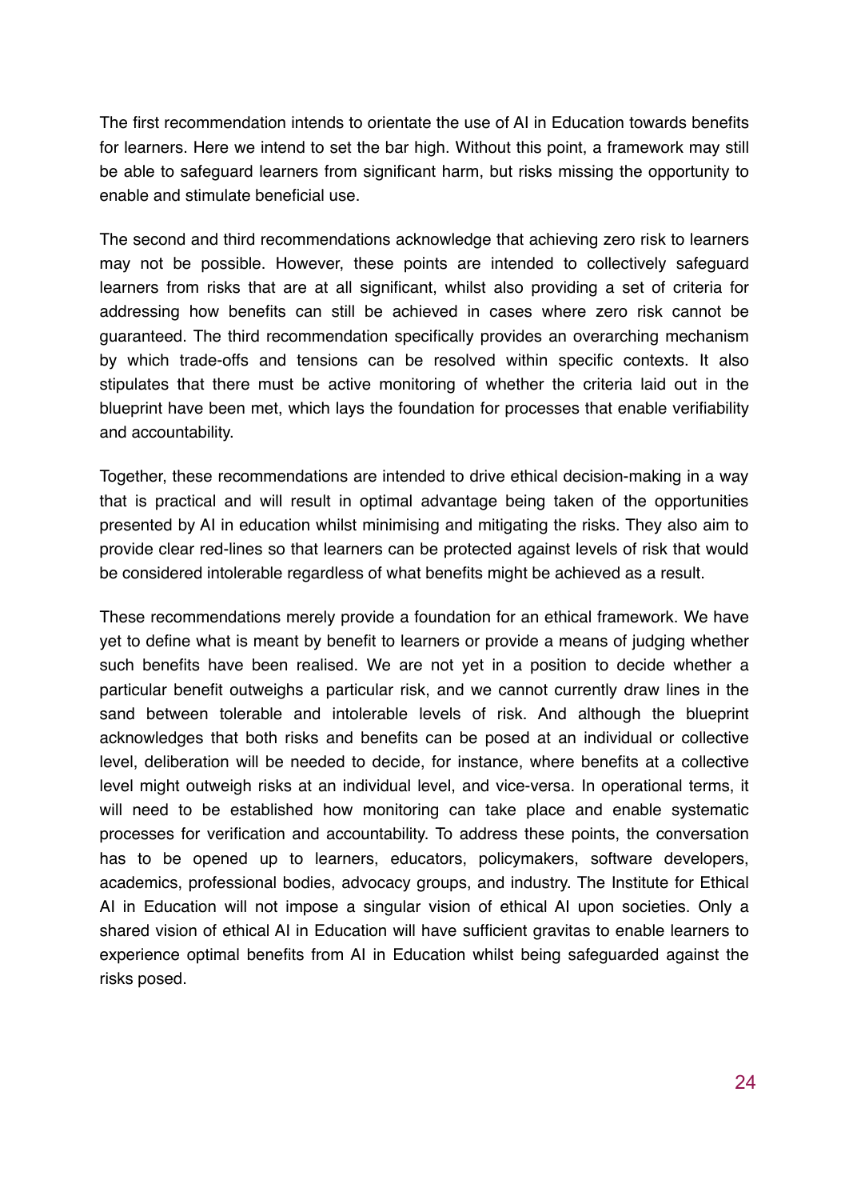The first recommendation intends to orientate the use of AI in Education towards benefits for learners. Here we intend to set the bar high. Without this point, a framework may still be able to safeguard learners from significant harm, but risks missing the opportunity to enable and stimulate beneficial use.

The second and third recommendations acknowledge that achieving zero risk to learners may not be possible. However, these points are intended to collectively safeguard learners from risks that are at all significant, whilst also providing a set of criteria for addressing how benefits can still be achieved in cases where zero risk cannot be guaranteed. The third recommendation specifically provides an overarching mechanism by which trade-offs and tensions can be resolved within specific contexts. It also stipulates that there must be active monitoring of whether the criteria laid out in the blueprint have been met, which lays the foundation for processes that enable verifiability and accountability.

Together, these recommendations are intended to drive ethical decision-making in a way that is practical and will result in optimal advantage being taken of the opportunities presented by AI in education whilst minimising and mitigating the risks. They also aim to provide clear red-lines so that learners can be protected against levels of risk that would be considered intolerable regardless of what benefits might be achieved as a result.

These recommendations merely provide a foundation for an ethical framework. We have yet to define what is meant by benefit to learners or provide a means of judging whether such benefits have been realised. We are not yet in a position to decide whether a particular benefit outweighs a particular risk, and we cannot currently draw lines in the sand between tolerable and intolerable levels of risk. And although the blueprint acknowledges that both risks and benefits can be posed at an individual or collective level, deliberation will be needed to decide, for instance, where benefits at a collective level might outweigh risks at an individual level, and vice-versa. In operational terms, it will need to be established how monitoring can take place and enable systematic processes for verification and accountability. To address these points, the conversation has to be opened up to learners, educators, policymakers, software developers, academics, professional bodies, advocacy groups, and industry. The Institute for Ethical AI in Education will not impose a singular vision of ethical AI upon societies. Only a shared vision of ethical AI in Education will have sufficient gravitas to enable learners to experience optimal benefits from AI in Education whilst being safeguarded against the risks posed.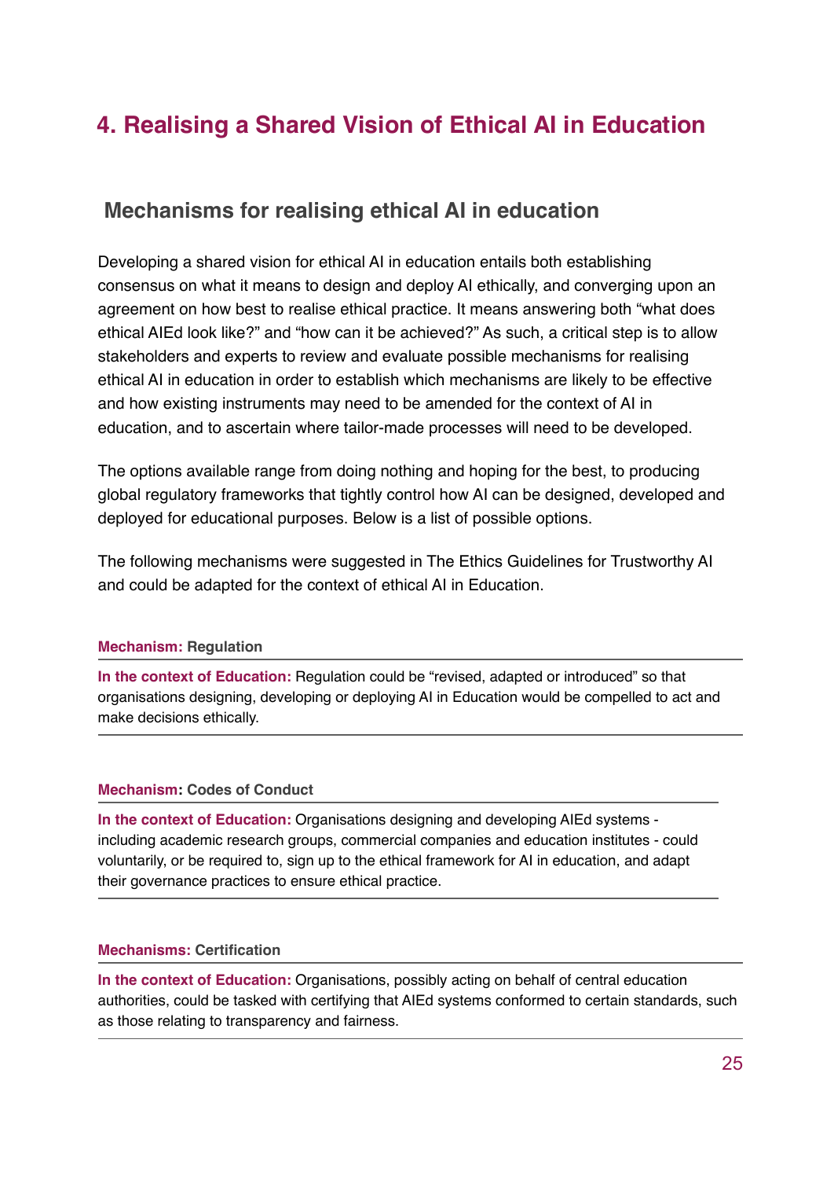# 4. Realising a Shared Vision of Ethical AI in Education

## Mechanisms for realising ethical AI in education

Developing a shared vision for ethical AI in education entails both establishing consensus on what it means to design and deploy AI ethically, and converging upon an agreement on how best to realise ethical practice. It means answering both "what does ethical AIEd look like?" and "how can it be achieved?" As such, a critical step is to allow stakeholders and experts to review and evaluate possible mechanisms for realising ethical AI in education in order to establish which mechanisms are likely to be effective and how existing instruments may need to be amended for the context of AI in education, and to ascertain where tailor-made processes will need to be developed.

The options available range from doing nothing and hoping for the best, to producing global regulatory frameworks that tightly control how AI can be designed, developed and deployed for educational purposes. Below is a list of possible options.

The following mechanisms were suggested in The Ethics Guidelines for Trustworthy AI and could be adapted for the context of ethical AI in Education.

**Mechanism:** Regulation

**In the context of Education:** Regulation could be "revised, adapted or introduced" so that organisations designing, developing or deploying AI in Education would be compelled to act and make decisions ethically.

**Mechanism:** Codes of Conduct

**In the context of Education:** Organisations designing and developing AIEd systems - including academic research groups, commercial companies and education institutes - could voluntarily, or be required to, sign up to the ethical framework for AI in education, and adapt their governance practices to ensure ethical practice.

**Mechanisms:** Certification

**In the context of Education:** Organisations, possibly acting on behalf of central education authorities, could be tasked with certifying that AIEd systems conformed to certain standards, such as those relating to transparency and fairness.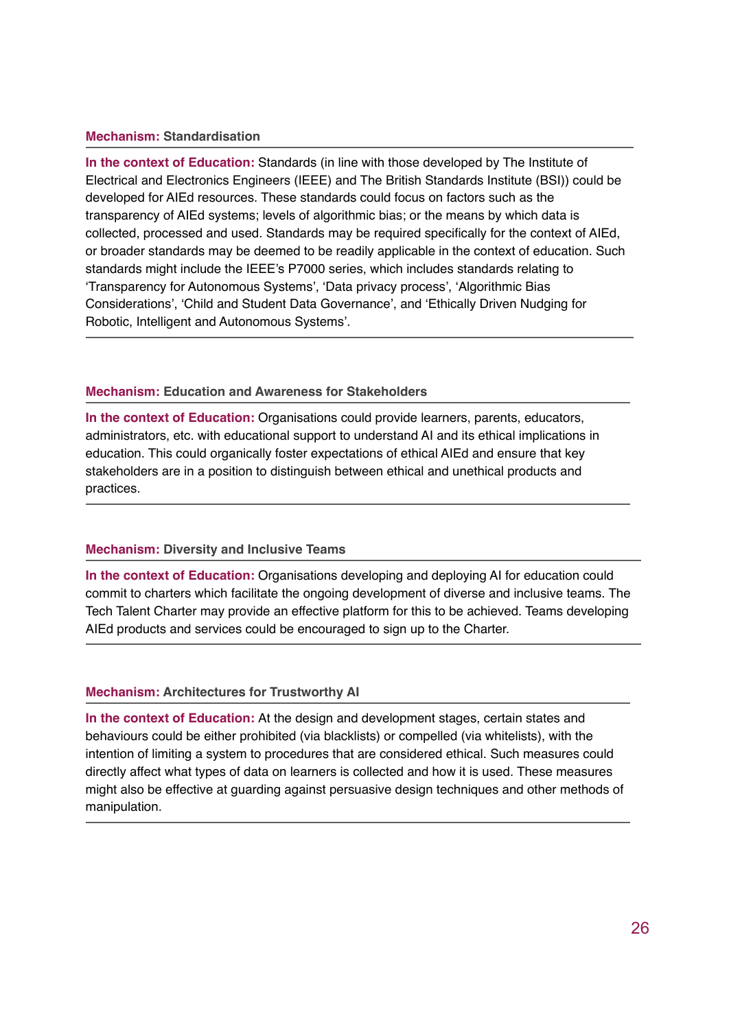**Mechanism:** Standardisation

**In the context of Education:** Standards (in line with those developed by The Institute of Electrical and Electronics Engineers (IEEE) and The British Standards Institute (BSI)) could be developed for AIEd resources. These standards could focus on factors such as the transparency of AIEd systems; levels of algorithmic bias; or the means by which data is collected, processed and used. Standards may be required specifically for the context of AIEd, or broader standards may be deemed to be readily applicable in the context of education. Such standards might include the IEEE's P7000 series, which includes standards relating to 'Transparency for Autonomous Systems', 'Data privacy process', 'Algorithmic Bias Considerations', 'Child and Student Data Governance', and 'Ethically Driven Nudging for Robotic, Intelligent and Autonomous Systems'.

---

**Mechanism:** Education and Awareness for Stakeholders

**In the context of Education:** Organisations could provide learners, parents, educators, administrators, etc. with educational support to understand AI and its ethical implications in education. This could organically foster expectations of ethical AIEd and ensure that key stakeholders are in a position to distinguish between ethical and unethical products and practices.

---

**Mechanism:** Diversity and Inclusive Teams

**In the context of Education:** Organisations developing and deploying AI for education could commit to charters which facilitate the ongoing development of diverse and inclusive teams. The Tech Talent Charter may provide an effective platform for this to be achieved. Teams developing AIEd products and services could be encouraged to sign up to the Charter.

---

**Mechanism:** Architectures for Trustworthy AI

**In the context of Education:** At the design and development stages, certain states and behaviours could be either prohibited (via blacklists) or compelled (via whitelists), with the intention of limiting a system to procedures that are considered ethical. Such measures could directly affect what types of data on learners is collected and how it is used. These measures might also be effective at guarding against persuasive design techniques and other methods of manipulation.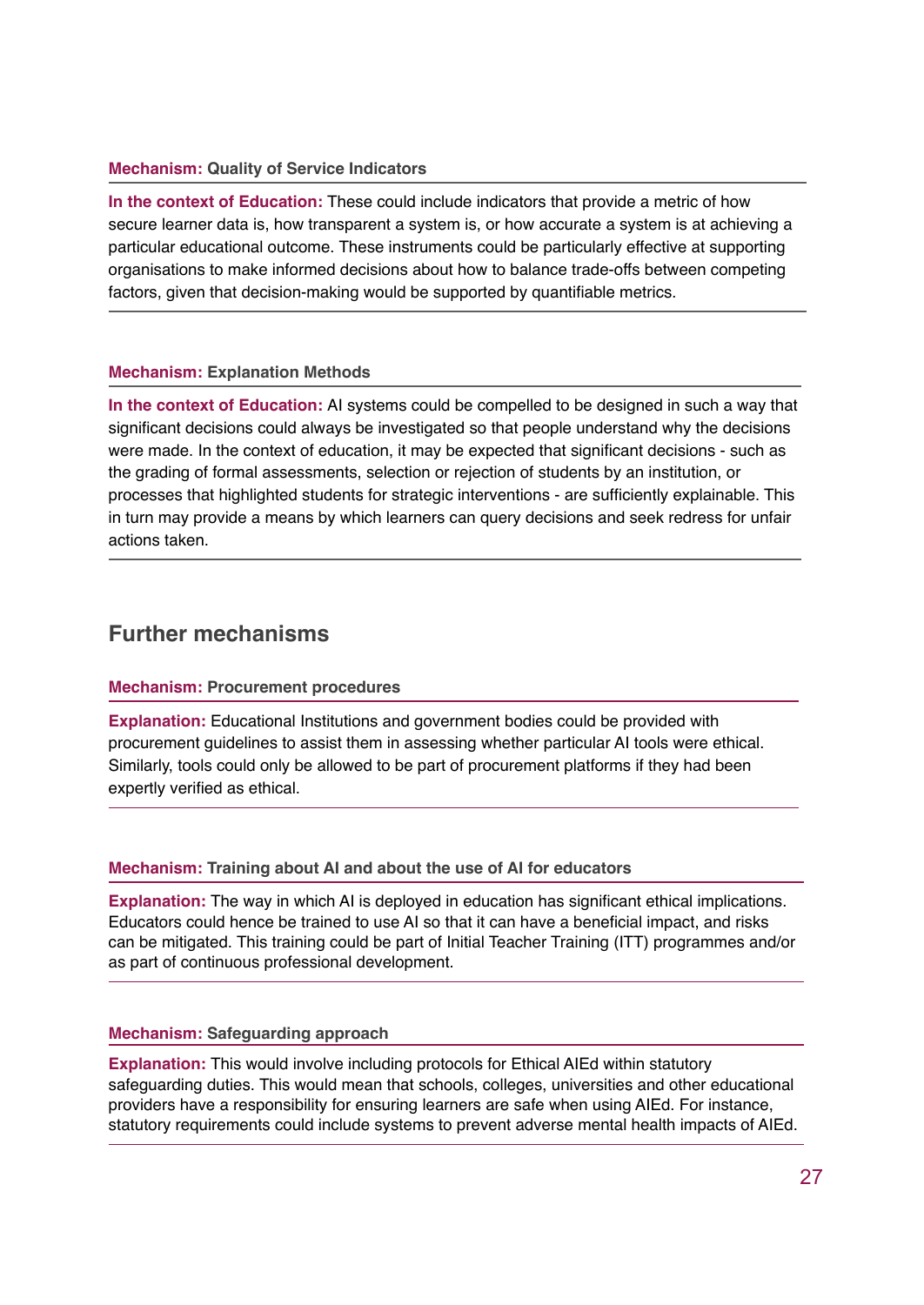**Mechanism:** **Quality of Service Indicators**

**In the context of Education:** These could include indicators that provide a metric of how secure learner data is, how transparent a system is, or how accurate a system is at achieving a particular educational outcome. These instruments could be particularly effective at supporting organisations to make informed decisions about how to balance trade-offs between competing factors, given that decision-making would be supported by quantifiable metrics.

**Mechanism:** **Explanation Methods**

**In the context of Education:** AI systems could be compelled to be designed in such a way that significant decisions could always be investigated so that people understand why the decisions were made. In the context of education, it may be expected that significant decisions - such as the grading of formal assessments, selection or rejection of students by an institution, or processes that highlighted students for strategic interventions - are sufficiently explainable. This in turn may provide a means by which learners can query decisions and seek redress for unfair actions taken.

## Further mechanisms

**Mechanism:** **Procurement procedures**

**Explanation:** Educational Institutions and government bodies could be provided with procurement guidelines to assist them in assessing whether particular AI tools were ethical. Similarly, tools could only be allowed to be part of procurement platforms if they had been expertly verified as ethical.

**Mechanism:** **Training about AI and about the use of AI for educators**

**Explanation:** The way in which AI is deployed in education has significant ethical implications. Educators could hence be trained to use AI so that it can have a beneficial impact, and risks can be mitigated. This training could be part of Initial Teacher Training (ITT) programmes and/or as part of continuous professional development.

**Mechanism:** **Safeguarding approach**

**Explanation:** This would involve including protocols for Ethical AIEd within statutory safeguarding duties. This would mean that schools, colleges, universities and other educational providers have a responsibility for ensuring learners are safe when using AIEd. For instance, statutory requirements could include systems to prevent adverse mental health impacts of AIEd.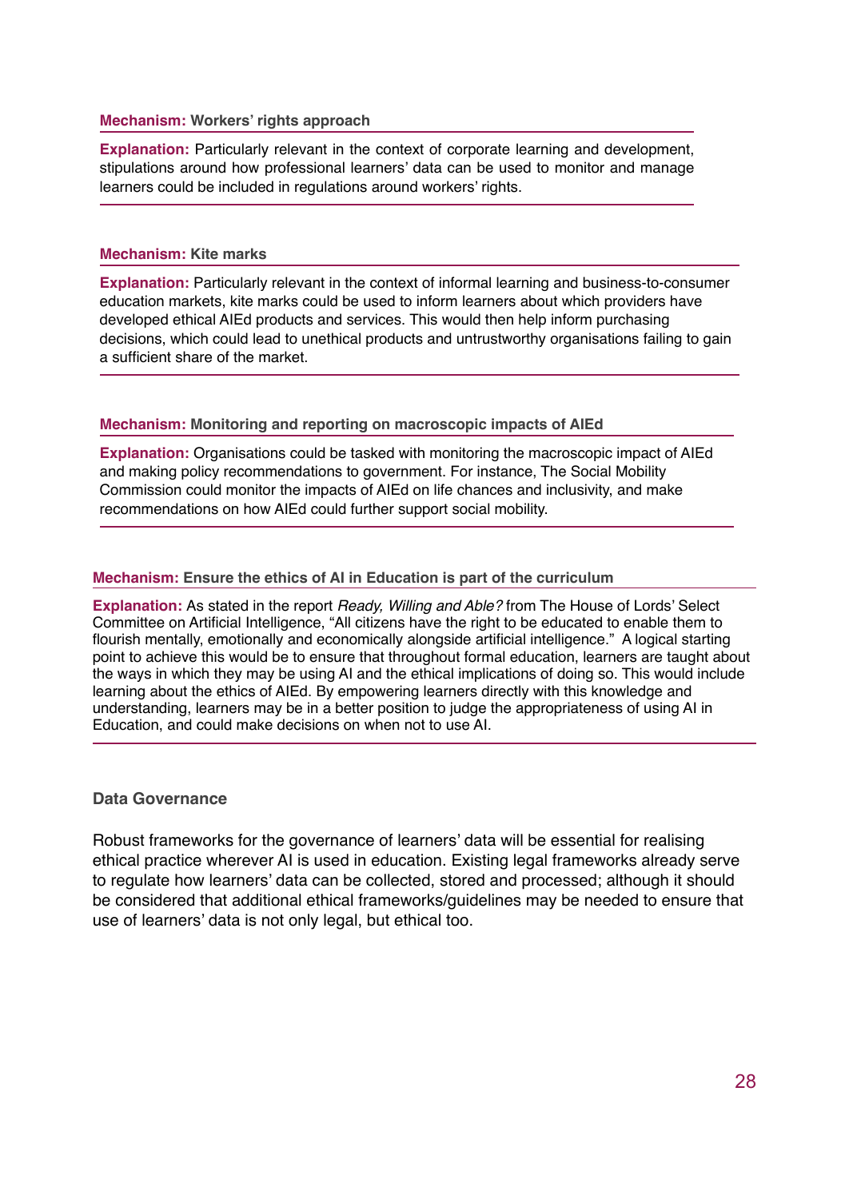**Mechanism:** **Workers' rights approach**

**Explanation:** Particularly relevant in the context of corporate learning and development, stipulations around how professional learners' data can be used to monitor and manage learners could be included in regulations around workers' rights.

---

**Mechanism:** **Kite marks**

**Explanation:** Particularly relevant in the context of informal learning and business-to-consumer education markets, kite marks could be used to inform learners about which providers have developed ethical AIEd products and services. This would then help inform purchasing decisions, which could lead to unethical products and untrustworthy organisations failing to gain a sufficient share of the market.

---

**Mechanism:** **Monitoring and reporting on macroscopic impacts of AIEd**

**Explanation:** Organisations could be tasked with monitoring the macroscopic impact of AIEd and making policy recommendations to government. For instance, The Social Mobility Commission could monitor the impacts of AIEd on life chances and inclusivity, and make recommendations on how AIEd could further support social mobility.

---

**Mechanism:** **Ensure the ethics of AI in Education is part of the curriculum**

**Explanation:** As stated in the report *Ready, Willing and Able?* from The House of Lords' Select Committee on Artificial Intelligence, "All citizens have the right to be educated to enable them to flourish mentally, emotionally and economically alongside artificial intelligence." A logical starting point to achieve this would be to ensure that throughout formal education, learners are taught about the ways in which they may be using AI and the ethical implications of doing so. This would include learning about the ethics of AIEd. By empowering learners directly with this knowledge and understanding, learners may be in a better position to judge the appropriateness of using AI in Education, and could make decisions on when not to use AI.

---

### Data Governance

Robust frameworks for the governance of learners' data will be essential for realising ethical practice wherever AI is used in education. Existing legal frameworks already serve to regulate how learners' data can be collected, stored and processed; although it should be considered that additional ethical frameworks/guidelines may be needed to ensure that use of learners' data is not only legal, but ethical too.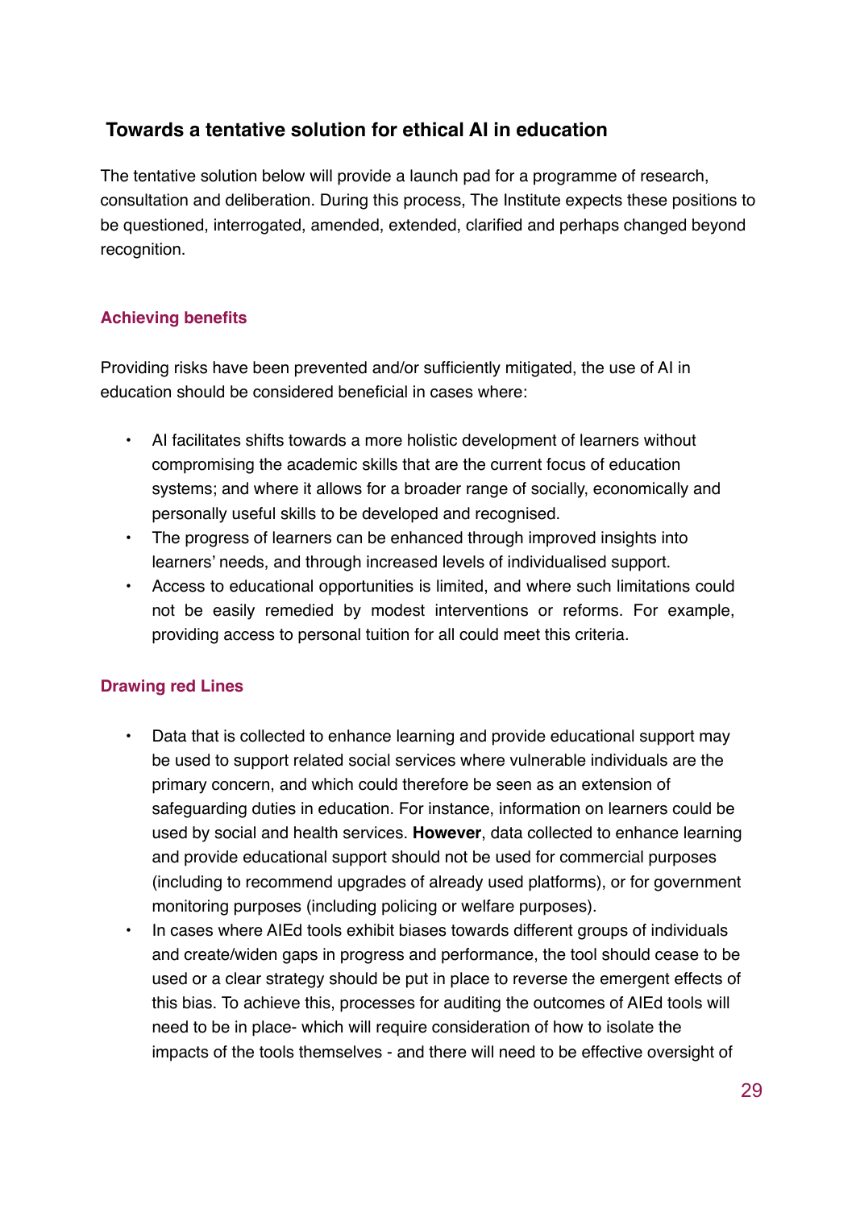## Towards a tentative solution for ethical AI in education

The tentative solution below will provide a launch pad for a programme of research, consultation and deliberation. During this process, The Institute expects these positions to be questioned, interrogated, amended, extended, clarified and perhaps changed beyond recognition.

### Achieving benefits

Providing risks have been prevented and/or sufficiently mitigated, the use of AI in education should be considered beneficial in cases where:

- AI facilitates shifts towards a more holistic development of learners without compromising the academic skills that are the current focus of education systems; and where it allows for a broader range of socially, economically and personally useful skills to be developed and recognised.
- The progress of learners can be enhanced through improved insights into learners' needs, and through increased levels of individualised support.
- Access to educational opportunities is limited, and where such limitations could not be easily remedied by modest interventions or reforms. For example, providing access to personal tuition for all could meet this criteria.

### Drawing red Lines

- Data that is collected to enhance learning and provide educational support may be used to support related social services where vulnerable individuals are the primary concern, and which could therefore be seen as an extension of safeguarding duties in education. For instance, information on learners could be used by social and health services. **However**, data collected to enhance learning and provide educational support should not be used for commercial purposes (including to recommend upgrades of already used platforms), or for government monitoring purposes (including policing or welfare purposes).
- In cases where AIEd tools exhibit biases towards different groups of individuals and create/widen gaps in progress and performance, the tool should cease to be used or a clear strategy should be put in place to reverse the emergent effects of this bias. To achieve this, processes for auditing the outcomes of AIEd tools will need to be in place- which will require consideration of how to isolate the impacts of the tools themselves - and there will need to be effective oversight of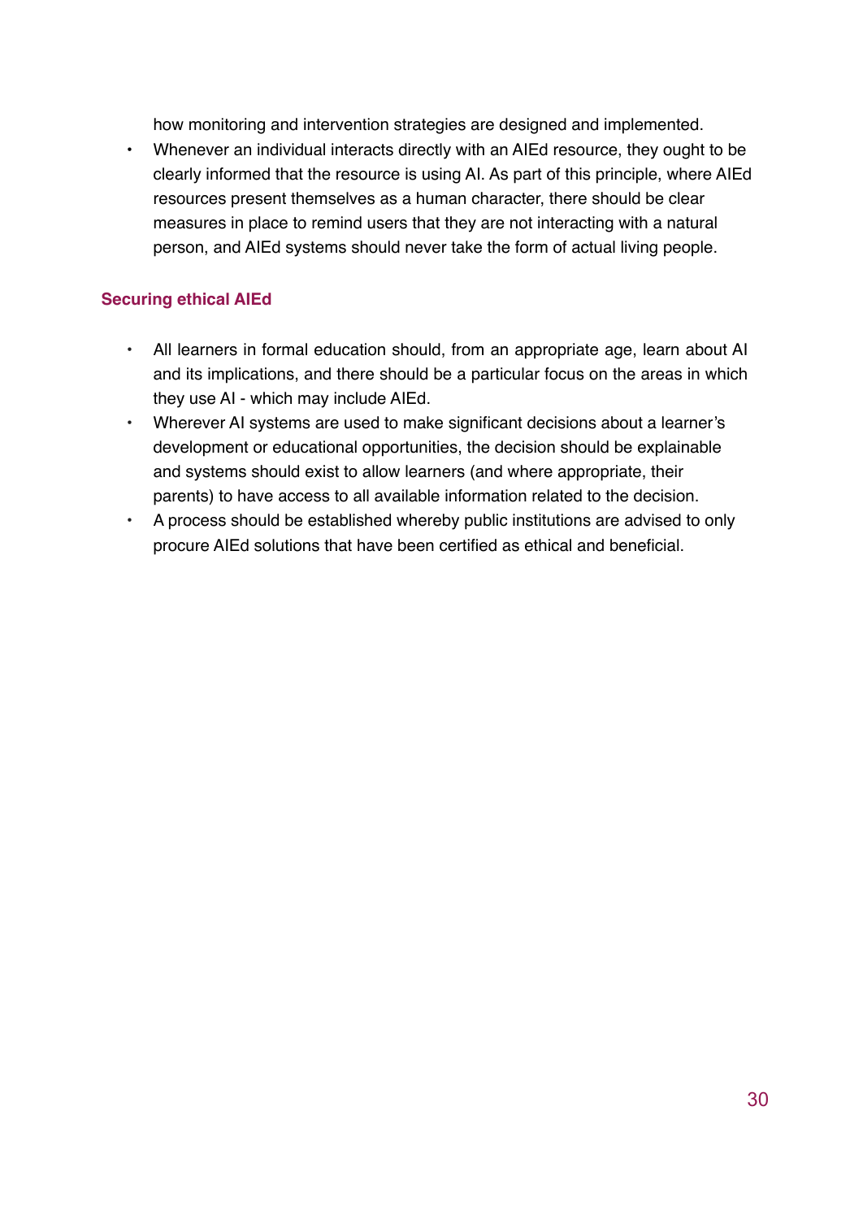how monitoring and intervention strategies are designed and implemented.

- Whenever an individual interacts directly with an AIEd resource, they ought to be clearly informed that the resource is using AI. As part of this principle, where AIEd resources present themselves as a human character, there should be clear measures in place to remind users that they are not interacting with a natural person, and AIEd systems should never take the form of actual living people.

### Securing ethical AIEd

- All learners in formal education should, from an appropriate age, learn about AI and its implications, and there should be a particular focus on the areas in which they use AI - which may include AIEd.
- Wherever AI systems are used to make significant decisions about a learner's development or educational opportunities, the decision should be explainable and systems should exist to allow learners (and where appropriate, their parents) to have access to all available information related to the decision.
- A process should be established whereby public institutions are advised to only procure AIEd solutions that have been certified as ethical and beneficial.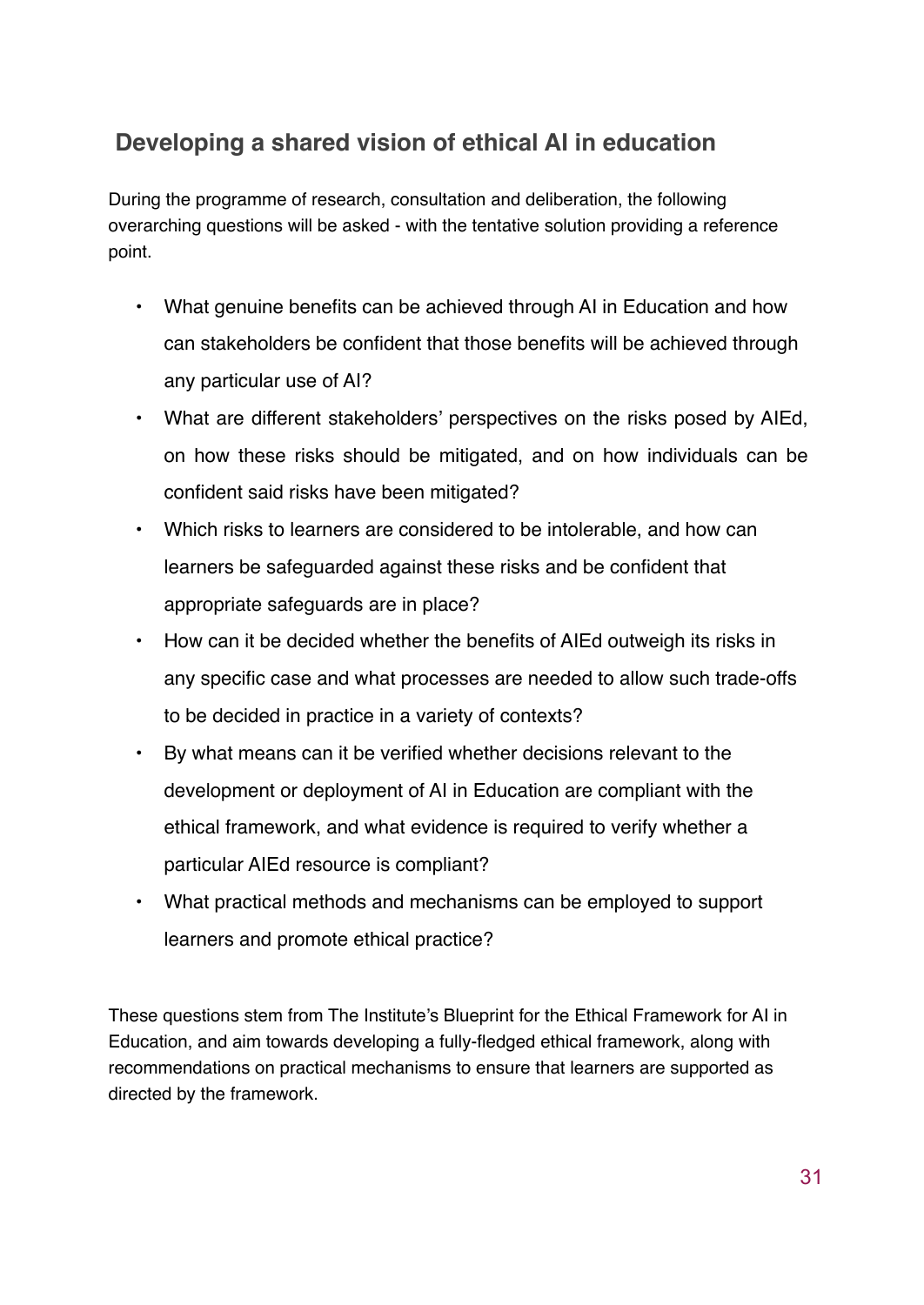## Developing a shared vision of ethical AI in education

During the programme of research, consultation and deliberation, the following overarching questions will be asked - with the tentative solution providing a reference point.

- What genuine benefits can be achieved through AI in Education and how can stakeholders be confident that those benefits will be achieved through any particular use of AI?
- What are different stakeholders' perspectives on the risks posed by AIEd, on how these risks should be mitigated, and on how individuals can be confident said risks have been mitigated?
- Which risks to learners are considered to be intolerable, and how can learners be safeguarded against these risks and be confident that appropriate safeguards are in place?
- How can it be decided whether the benefits of AIEd outweigh its risks in any specific case and what processes are needed to allow such trade-offs to be decided in practice in a variety of contexts?
- By what means can it be verified whether decisions relevant to the development or deployment of AI in Education are compliant with the ethical framework, and what evidence is required to verify whether a particular AIEd resource is compliant?
- What practical methods and mechanisms can be employed to support learners and promote ethical practice?

These questions stem from The Institute's Blueprint for the Ethical Framework for AI in Education, and aim towards developing a fully-fledged ethical framework, along with recommendations on practical mechanisms to ensure that learners are supported as directed by the framework.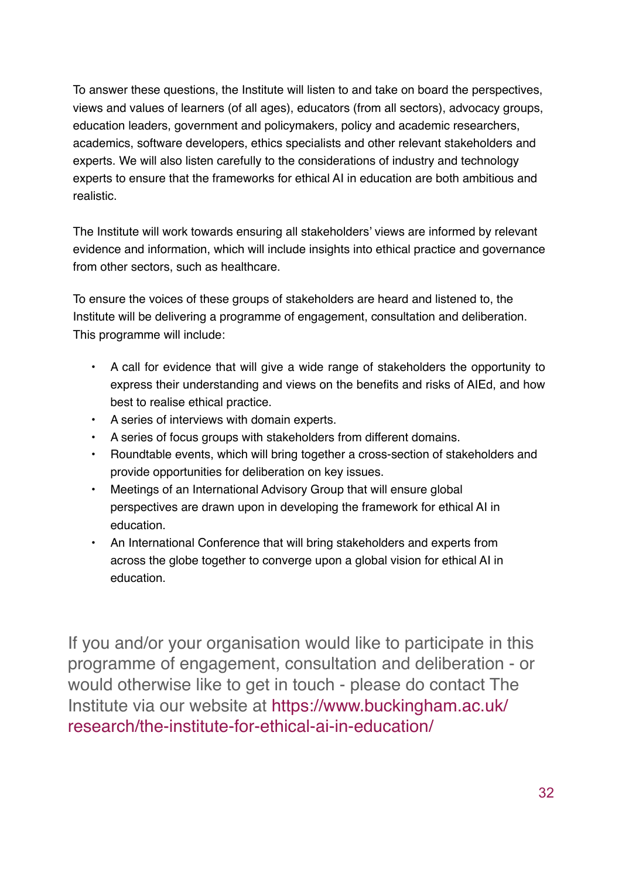To answer these questions, the Institute will listen to and take on board the perspectives, views and values of learners (of all ages), educators (from all sectors), advocacy groups, education leaders, government and policymakers, policy and academic researchers, academics, software developers, ethics specialists and other relevant stakeholders and experts. We will also listen carefully to the considerations of industry and technology experts to ensure that the frameworks for ethical AI in education are both ambitious and realistic.

The Institute will work towards ensuring all stakeholders' views are informed by relevant evidence and information, which will include insights into ethical practice and governance from other sectors, such as healthcare.

To ensure the voices of these groups of stakeholders are heard and listened to, the Institute will be delivering a programme of engagement, consultation and deliberation. This programme will include:

- A call for evidence that will give a wide range of stakeholders the opportunity to express their understanding and views on the benefits and risks of AIEd, and how best to realise ethical practice.
- A series of interviews with domain experts.
- A series of focus groups with stakeholders from different domains.
- Roundtable events, which will bring together a cross-section of stakeholders and provide opportunities for deliberation on key issues.
- Meetings of an International Advisory Group that will ensure global perspectives are drawn upon in developing the framework for ethical AI in education.
- An International Conference that will bring stakeholders and experts from across the globe together to converge upon a global vision for ethical AI in education.

If you and/or your organisation would like to participate in this programme of engagement, consultation and deliberation - or would otherwise like to get in touch - please do contact The Institute via our website at https://www.buckingham.ac.uk/research/the-institute-for-ethical-ai-in-education/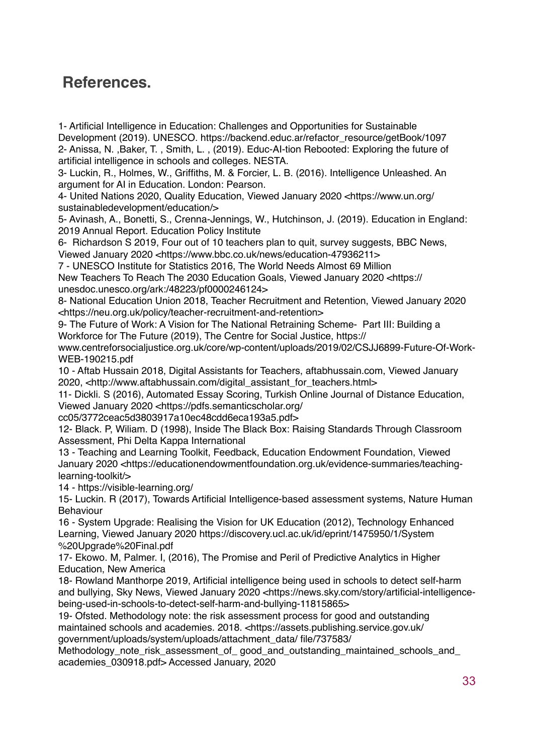## References.

1- Artificial Intelligence in Education: Challenges and Opportunities for Sustainable Development (2019). UNESCO. https://backend.educ.ar/refactor_resource/getBook/1097

2- Anissa, N. ,Baker, T. , Smith, L. , (2019). Educ-AI-tion Rebooted: Exploring the future of artificial intelligence in schools and colleges. NESTA.

3- Luckin, R., Holmes, W., Griffiths, M. & Forcier, L. B. (2016). Intelligence Unleashed. An argument for AI in Education. London: Pearson.

4- United Nations 2020, Quality Education, Viewed January 2020 <https://www.un.org/sustainabledevelopment/education/>

5- Avinash, A., Bonetti, S., Crenna-Jennings, W., Hutchinson, J. (2019). Education in England: 2019 Annual Report. Education Policy Institute

6- Richardson S 2019, Four out of 10 teachers plan to quit, survey suggests, BBC News, Viewed January 2020 <https://www.bbc.co.uk/news/education-47936211>

7 - UNESCO Institute for Statistics 2016, The World Needs Almost 69 Million New Teachers To Reach The 2030 Education Goals, Viewed January 2020 <https://unesdoc.unesco.org/ark:/48223/pf0000246124>

8- National Education Union 2018, Teacher Recruitment and Retention, Viewed January 2020 <https://neu.org.uk/policy/teacher-recruitment-and-retention>

9- The Future of Work: A Vision for The National Retraining Scheme- Part III: Building a Workforce for The Future (2019), The Centre for Social Justice, https://www.centreforsocialjustice.org.uk/core/wp-content/uploads/2019/02/CSJJ6899-Future-Of-Work-WEB-190215.pdf

10 - Aftab Hussain 2018, Digital Assistants for Teachers, aftabhussain.com, Viewed January 2020, <http://www.aftabhussain.com/digital_assistant_for_teachers.html>

11- Dickli. S (2016), Automated Essay Scoring, Turkish Online Journal of Distance Education, Viewed January 2020 <https://pdfs.semanticscholar.org/cc05/3772ceac5d3803917a10ec48cdd6eca193a5.pdf>

12- Black. P, Wiliam. D (1998), Inside The Black Box: Raising Standards Through Classroom Assessment, Phi Delta Kappa International

13 - Teaching and Learning Toolkit, Feedback, Education Endowment Foundation, Viewed January 2020 <https://educationendowmentfoundation.org.uk/evidence-summaries/teaching-learning-toolkit/>

14 - https://visible-learning.org/

15- Luckin. R (2017), Towards Artificial Intelligence-based assessment systems, Nature Human Behaviour

16 - System Upgrade: Realising the Vision for UK Education (2012), Technology Enhanced Learning, Viewed January 2020 https://discovery.ucl.ac.uk/id/eprint/1475950/1/System%20Upgrade%20Final.pdf

17- Ekowo. M, Palmer. I, (2016), The Promise and Peril of Predictive Analytics in Higher Education, New America

18- Rowland Manthorpe 2019, Artificial intelligence being used in schools to detect self-harm and bullying, Sky News, Viewed January 2020 <https://news.sky.com/story/artificial-intelligence-being-used-in-schools-to-detect-self-harm-and-bullying-11815865>

19- Ofsted. Methodology note: the risk assessment process for good and outstanding maintained schools and academies. 2018. <https://assets.publishing.service.gov.uk/government/uploads/system/uploads/attachment_data/ file/737583/Methodology_note_risk_assessment_of_ good_and_outstanding_maintained_schools_and_ academies_030918.pdf> Accessed January, 2020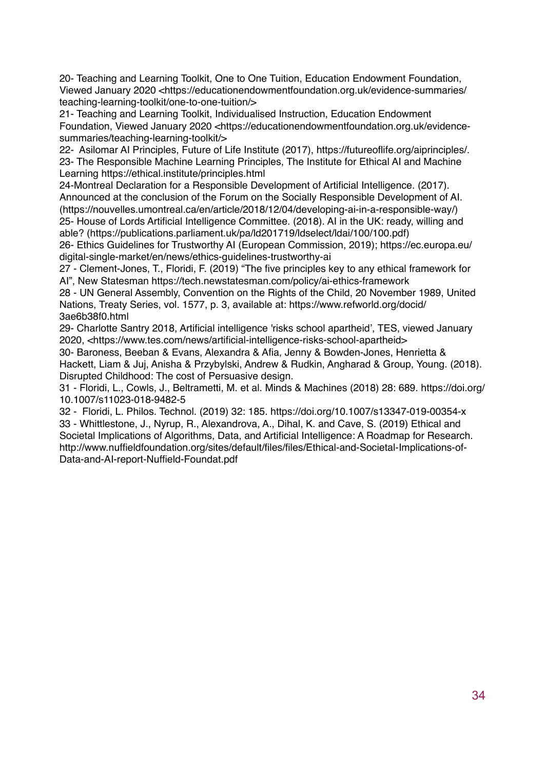20- Teaching and Learning Toolkit, One to One Tuition, Education Endowment Foundation, Viewed January 2020 <https://educationendowmentfoundation.org.uk/evidence-summaries/teaching-learning-toolkit/one-to-one-tuition/>

21- Teaching and Learning Toolkit, Individualised Instruction, Education Endowment Foundation, Viewed January 2020 <https://educationendowmentfoundation.org.uk/evidence-summaries/teaching-learning-toolkit/>

22- Asilomar AI Principles, Future of Life Institute (2017), https://futureoflife.org/aiprinciples/.

23- The Responsible Machine Learning Principles, The Institute for Ethical AI and Machine Learning https://ethical.institute/principles.html

24-Montreal Declaration for a Responsible Development of Artificial Intelligence. (2017). Announced at the conclusion of the Forum on the Socially Responsible Development of AI. (https://nouvelles.umontreal.ca/en/article/2018/12/04/developing-ai-in-a-responsible-way/)

25- House of Lords Artificial Intelligence Committee. (2018). AI in the UK: ready, willing and able? (https://publications.parliament.uk/pa/ld201719/ldselect/ldai/100/100.pdf)

26- Ethics Guidelines for Trustworthy AI (European Commission, 2019); https://ec.europa.eu/digital-single-market/en/news/ethics-guidelines-trustworthy-ai

27 - Clement-Jones, T., Floridi, F. (2019) "The five principles key to any ethical framework for AI", New Statesman https://tech.newstatesman.com/policy/ai-ethics-framework

28 - UN General Assembly, Convention on the Rights of the Child, 20 November 1989, United Nations, Treaty Series, vol. 1577, p. 3, available at: https://www.refworld.org/docid/3ae6b38f0.html

29- Charlotte Santry 2018, Artificial intelligence 'risks school apartheid', TES, viewed January 2020, <https://www.tes.com/news/artificial-intelligence-risks-school-apartheid>

30- Baroness, Beeban & Evans, Alexandra & Afia, Jenny & Bowden-Jones, Henrietta & Hackett, Liam & Juj, Anisha & Przybylski, Andrew & Rudkin, Angharad & Group, Young. (2018). Disrupted Childhood: The cost of Persuasive design.

31 - Floridi, L., Cowls, J., Beltrametti, M. et al. Minds & Machines (2018) 28: 689. https://doi.org/10.1007/s11023-018-9482-5

32 - Floridi, L. Philos. Technol. (2019) 32: 185. https://doi.org/10.1007/s13347-019-00354-x

33 - Whittlestone, J., Nyrup, R., Alexandrova, A., Dihal, K. and Cave, S. (2019) Ethical and Societal Implications of Algorithms, Data, and Artificial Intelligence: A Roadmap for Research. http://www.nuffieldfoundation.org/sites/default/files/files/Ethical-and-Societal-Implications-of-Data-and-AI-report-Nuffield-Foundat.pdf